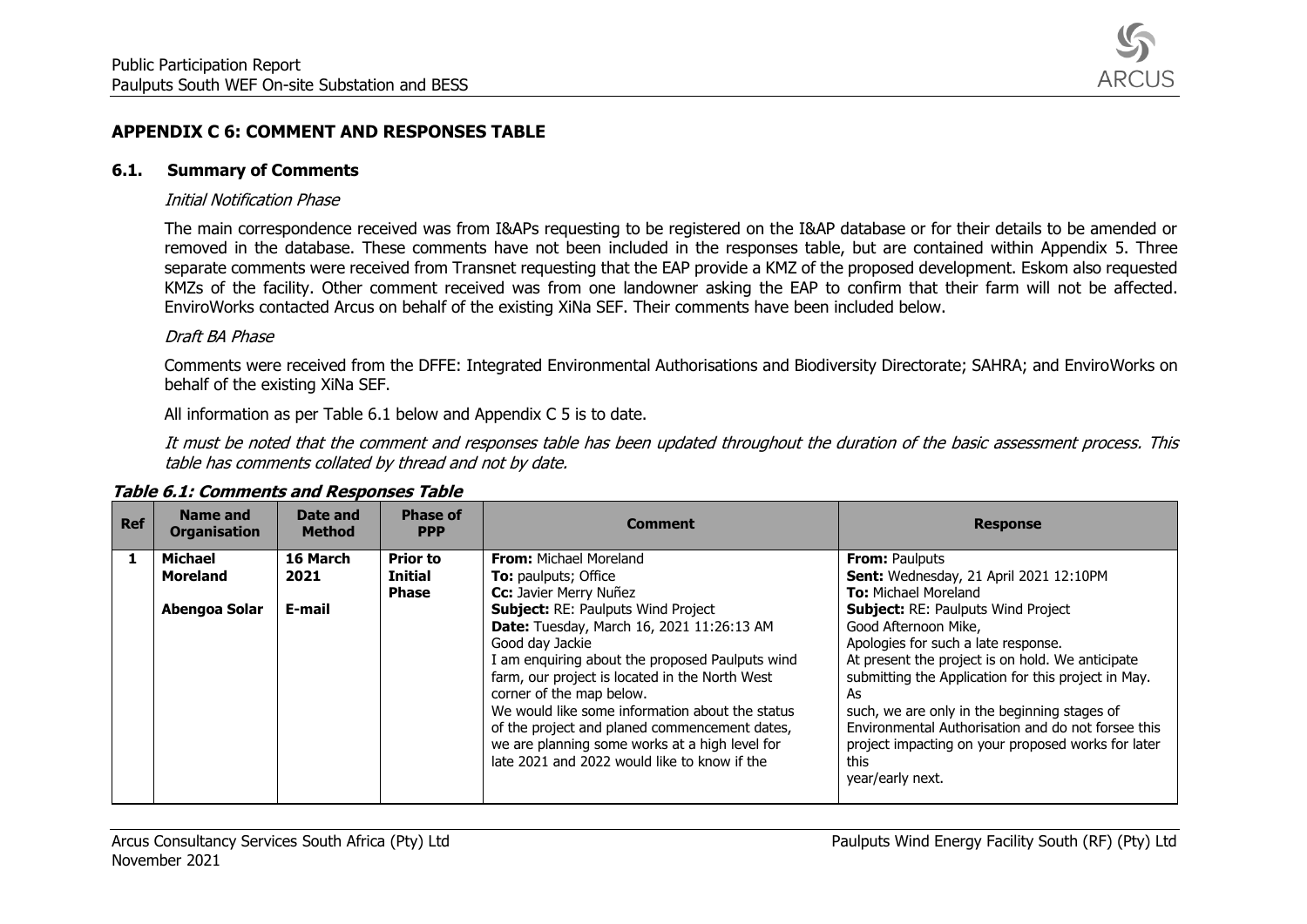## APPENDIX C 6: COMMENT AND RESPONSES TABLE

### 6.1. Summary of Comments

*Initial Notification Phase*

The main correspondence received was from I&APs requesting to be registered on the I&AP database or for their details to be amended or removed in the database. These comments have not been included in the responses table, but are contained within Appendix 5. Three separate comments were received from Transnet requesting that the EAP provide a KMZ of the proposed development. Eskom also requested KMZs of the facility. Other comment received was from one landowner asking the EAP to confirm that their farm will not be affected. EnviroWorks contacted Arcus on behalf of the existing XiNa SEF. Their comments have been included below.

*Draft BA Phase*

Comments were received from the DFFE: Integrated Environmental Authorisations and Biodiversity Directorate; SAHRA; and EnviroWorks on behalf of the existing XiNa SEF.

All information as per Table 6.1 below and Appendix C 5 is to date.

*It must be noted that the comment and responses table has been updated throughout the duration of the basic assessment process. This table has comments collated by thread and not by date.*

**Table 6.1: Comments and Responses Table**

| Ref | Name and Organisation | Date and Method | Phase of PPP | Comment | Response |
|---|---|---|---|---|---|
| **1** | **Michael Moreland**<br><br>**Abengoa Solar** | **16 March 2021**<br><br>**E-mail** | **Prior to Initial Phase** | **From:** Michael Moreland<br>**To:** paulputs; Office<br>**Cc:** Javier Merry Nuñez<br>**Subject:** RE: Paulputs Wind Project<br>**Date:** Tuesday, March 16, 2021 11:26:13 AM<br>Good day Jackie<br>I am enquiring about the proposed Paulputs wind farm, our project is located in the North West corner of the map below.<br>We would like some information about the status of the project and planed commencement dates, we are planning some works at a high level for late 2021 and 2022 would like to know if the | **From:** Paulputs<br>**Sent:** Wednesday, 21 April 2021 12:10PM<br>**To:** Michael Moreland<br>**Subject:** RE: Paulputs Wind Project<br>Good Afternoon Mike,<br>Apologies for such a late response.<br>At present the project is on hold. We anticipate submitting the Application for this project in May. As<br>such, we are only in the beginning stages of Environmental Authorisation and do not forsee this project impacting on your proposed works for later this<br>year/early next. |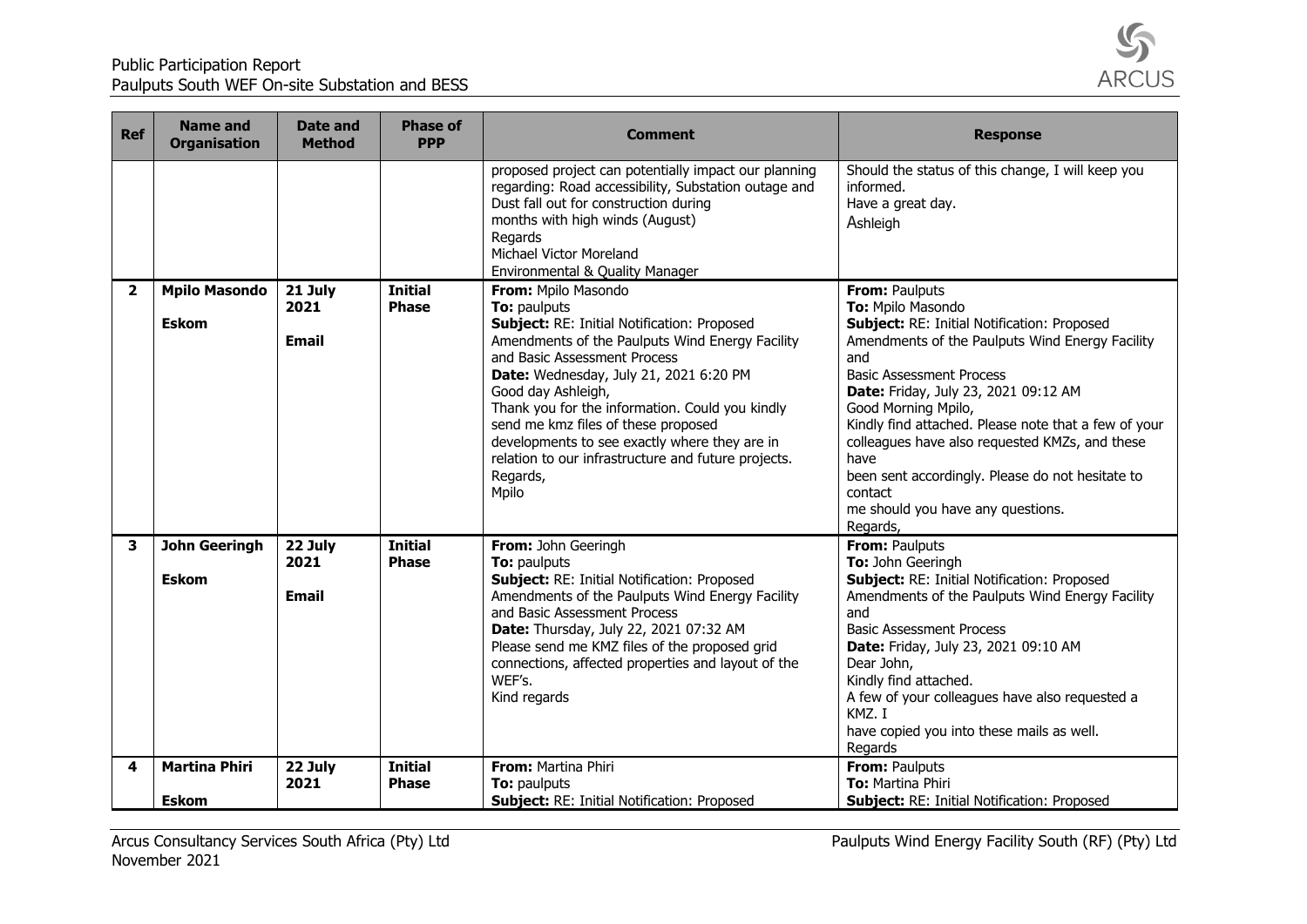| Ref | Name and Organisation | Date and Method | Phase of PPP | Comment | Response |
|---|---|---|---|---|---|
| | | | | proposed project can potentially impact our planning regarding: Road accessibility, Substation outage and Dust fall out for construction during months with high winds (August)<br>Regards<br>Michael Victor Moreland<br>Environmental & Quality Manager | Should the status of this change, I will keep you informed.<br>Have a great day.<br>Ashleigh |
| **2** | **Mpilo Masondo**<br><br>**Eskom** | **21 July 2021**<br><br>**Email** | **Initial Phase** | **From:** Mpilo Masondo<br>**To:** paulputs<br>**Subject:** RE: Initial Notification: Proposed Amendments of the Paulputs Wind Energy Facility and Basic Assessment Process<br>**Date:** Wednesday, July 21, 2021 6:20 PM<br>Good day Ashleigh,<br>Thank you for the information. Could you kindly send me kmz files of these proposed developments to see exactly where they are in relation to our infrastructure and future projects.<br>Regards,<br>Mpilo | **From:** Paulputs<br>**To:** Mpilo Masondo<br>**Subject:** RE: Initial Notification: Proposed Amendments of the Paulputs Wind Energy Facility and<br>Basic Assessment Process<br>**Date:** Friday, July 23, 2021 09:12 AM<br>Good Morning Mpilo,<br>Kindly find attached. Please note that a few of your colleagues have also requested KMZs, and these have<br>been sent accordingly. Please do not hesitate to contact<br>me should you have any questions.<br>Regards, |
| **3** | **John Geeringh**<br><br>**Eskom** | **22 July 2021**<br><br>**Email** | **Initial Phase** | **From:** John Geeringh<br>**To:** paulputs<br>**Subject:** RE: Initial Notification: Proposed Amendments of the Paulputs Wind Energy Facility and Basic Assessment Process<br>**Date:** Thursday, July 22, 2021 07:32 AM<br>Please send me KMZ files of the proposed grid connections, affected properties and layout of the WEF's.<br>Kind regards | **From:** Paulputs<br>**To:** John Geeringh<br>**Subject:** RE: Initial Notification: Proposed Amendments of the Paulputs Wind Energy Facility and<br>Basic Assessment Process<br>**Date:** Friday, July 23, 2021 09:10 AM<br>Dear John,<br>Kindly find attached.<br>A few of your colleagues have also requested a KMZ. I<br>have copied you into these mails as well.<br>Regards |
| **4** | **Martina Phiri**<br><br>**Eskom** | **22 July 2021** | **Initial Phase** | **From:** Martina Phiri<br>**To:** paulputs<br>**Subject:** RE: Initial Notification: Proposed | **From:** Paulputs<br>**To:** Martina Phiri<br>**Subject:** RE: Initial Notification: Proposed |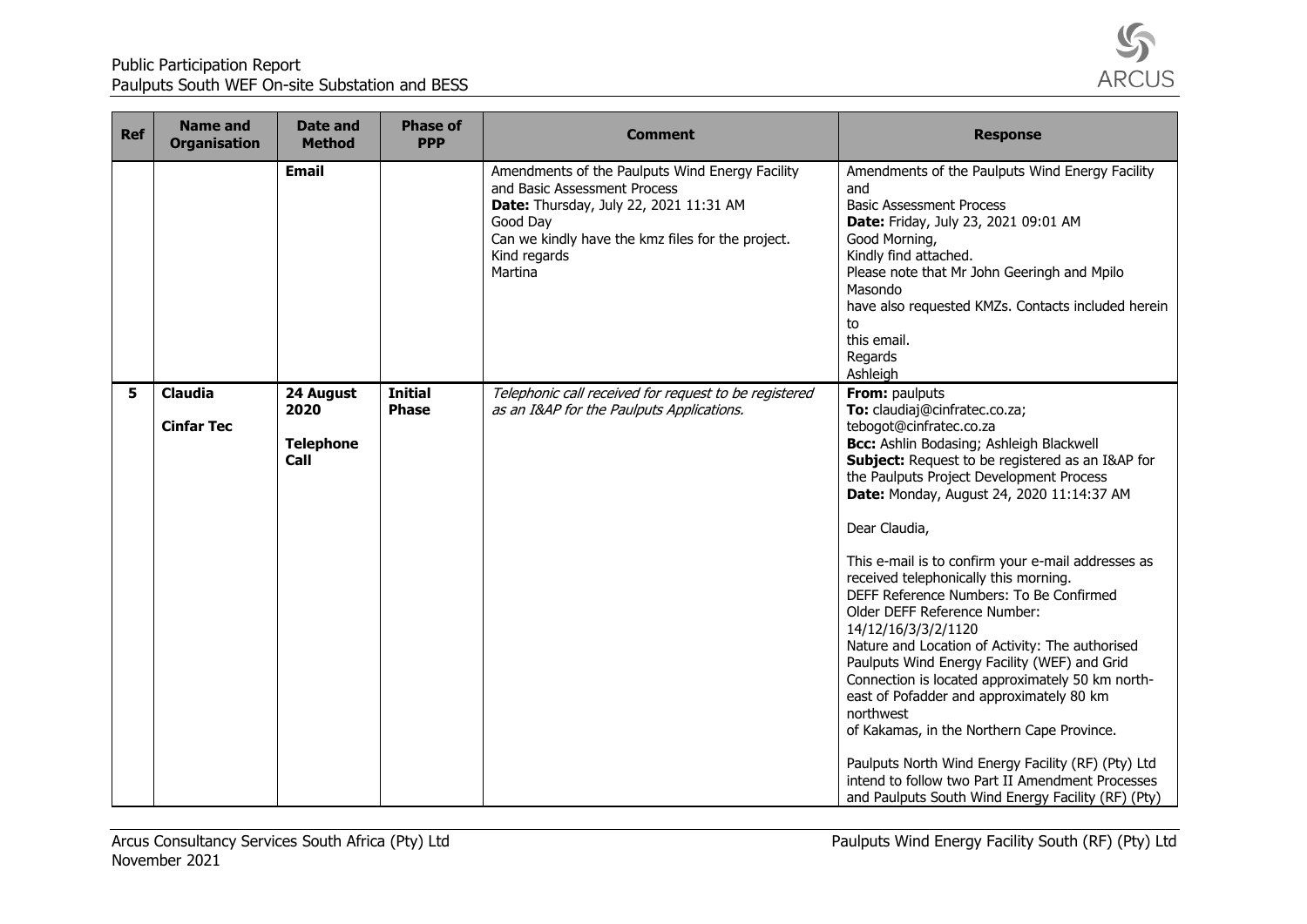| Ref | Name and Organisation | Date and Method | Phase of PPP | Comment | Response |
|---|---|---|---|---|---|
| | | **Email** | | Amendments of the Paulputs Wind Energy Facility and Basic Assessment Process<br>**Date:** Thursday, July 22, 2021 11:31 AM<br>Good Day<br>Can we kindly have the kmz files for the project.<br>Kind regards<br>Martina | Amendments of the Paulputs Wind Energy Facility and<br>Basic Assessment Process<br>**Date:** Friday, July 23, 2021 09:01 AM<br>Good Morning,<br>Kindly find attached.<br>Please note that Mr John Geeringh and Mpilo Masondo<br>have also requested KMZs. Contacts included herein to<br>this email.<br>Regards<br>Ashleigh |
| **5** | **Claudia**<br><br>**Cinfar Tec** | **24 August 2020**<br><br>**Telephone Call** | **Initial Phase** | *Telephonic call received for request to be registered as an I&AP for the Paulputs Applications.* | **From:** paulputs<br>**To:** claudiaj@cinfratec.co.za; tebogot@cinfratec.co.za<br>**Bcc:** Ashlin Bodasing; Ashleigh Blackwell<br>**Subject:** Request to be registered as an I&AP for the Paulputs Project Development Process<br>**Date:** Monday, August 24, 2020 11:14:37 AM<br><br>Dear Claudia,<br><br>This e-mail is to confirm your e-mail addresses as received telephonically this morning.<br>DEFF Reference Numbers: To Be Confirmed<br>Older DEFF Reference Number: 14/12/16/3/3/2/1120<br>Nature and Location of Activity: The authorised Paulputs Wind Energy Facility (WEF) and Grid Connection is located approximately 50 km north-east of Pofadder and approximately 80 km northwest<br>of Kakamas, in the Northern Cape Province.<br><br>Paulputs North Wind Energy Facility (RF) (Pty) Ltd intend to follow two Part II Amendment Processes and Paulputs South Wind Energy Facility (RF) (Pty) |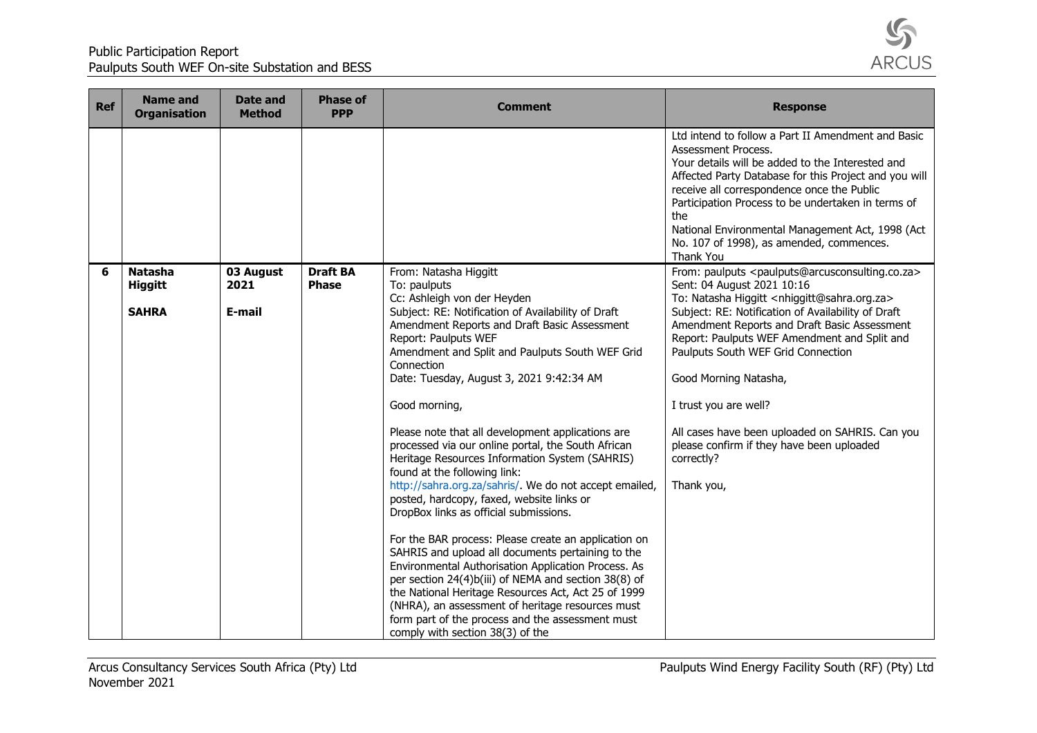| Ref | Name and Organisation | Date and Method | Phase of PPP | Comment | Response |
|---|---|---|---|---|---|
| | | | | | Ltd intend to follow a Part II Amendment and Basic Assessment Process.<br>Your details will be added to the Interested and Affected Party Database for this Project and you will receive all correspondence once the Public Participation Process to be undertaken in terms of the<br>National Environmental Management Act, 1998 (Act No. 107 of 1998), as amended, commences.<br>Thank You |
| **6** | **Natasha Higgitt**<br><br>**SAHRA** | **03 August 2021**<br><br>**E-mail** | **Draft BA Phase** | From: Natasha Higgitt<br>To: paulputs<br>Cc: Ashleigh von der Heyden<br>Subject: RE: Notification of Availability of Draft Amendment Reports and Draft Basic Assessment Report: Paulputs WEF Amendment and Split and Paulputs South WEF Grid Connection<br>Date: Tuesday, August 3, 2021 9:42:34 AM<br><br>Good morning,<br><br>Please note that all development applications are processed via our online portal, the South African Heritage Resources Information System (SAHRIS) found at the following link: http://sahra.org.za/sahris/. We do not accept emailed, posted, hardcopy, faxed, website links or DropBox links as official submissions.<br><br>For the BAR process: Please create an application on SAHRIS and upload all documents pertaining to the Environmental Authorisation Application Process. As per section 24(4)b(iii) of NEMA and section 38(8) of the National Heritage Resources Act, Act 25 of 1999 (NHRA), an assessment of heritage resources must form part of the process and the assessment must comply with section 38(3) of the | From: paulputs <paulputs@arcusconsulting.co.za><br>Sent: 04 August 2021 10:16<br>To: Natasha Higgitt <nhiggitt@sahra.org.za><br>Subject: RE: Notification of Availability of Draft Amendment Reports and Draft Basic Assessment Report: Paulputs WEF Amendment and Split and Paulputs South WEF Grid Connection<br><br>Good Morning Natasha,<br><br>I trust you are well?<br><br>All cases have been uploaded on SAHRIS. Can you please confirm if they have been uploaded correctly?<br><br>Thank you, |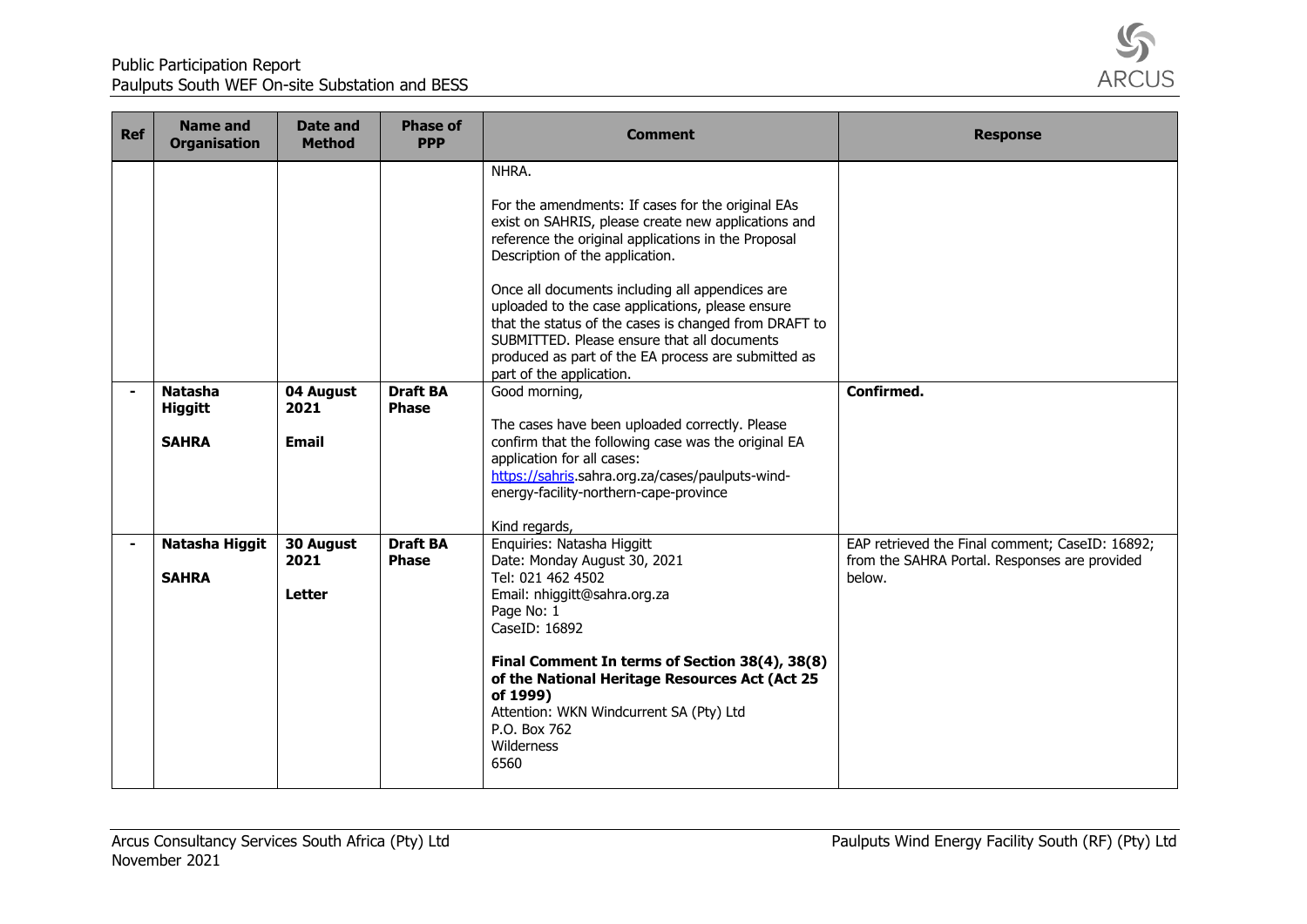| Ref | Name and Organisation | Date and Method | Phase of PPP | Comment | Response |
|---|---|---|---|---|---|
| | | | | NHRA.<br><br>For the amendments: If cases for the original EAs exist on SAHRIS, please create new applications and reference the original applications in the Proposal Description of the application.<br><br>Once all documents including all appendices are uploaded to the case applications, please ensure that the status of the cases is changed from DRAFT to SUBMITTED. Please ensure that all documents produced as part of the EA process are submitted as part of the application. | |
| - | **Natasha Higgitt**<br><br>**SAHRA** | **04 August 2021**<br><br>**Email** | **Draft BA Phase** | Good morning,<br><br>The cases have been uploaded correctly. Please confirm that the following case was the original EA application for all cases:<br>https://sahris.sahra.org.za/cases/paulputs-wind-energy-facility-northern-cape-province<br><br>Kind regards, | **Confirmed.** |
| - | **Natasha Higgit**<br><br>**SAHRA** | **30 August 2021**<br><br>**Letter** | **Draft BA Phase** | Enquiries: Natasha Higgitt<br>Date: Monday August 30, 2021<br>Tel: 021 462 4502<br>Email: nhiggitt@sahra.org.za<br>Page No: 1<br>CaseID: 16892<br><br>**Final Comment In terms of Section 38(4), 38(8) of the National Heritage Resources Act (Act 25 of 1999)**<br>Attention: WKN Windcurrent SA (Pty) Ltd<br>P.O. Box 762<br>Wilderness<br>6560 | EAP retrieved the Final comment; CaseID: 16892; from the SAHRA Portal. Responses are provided below. |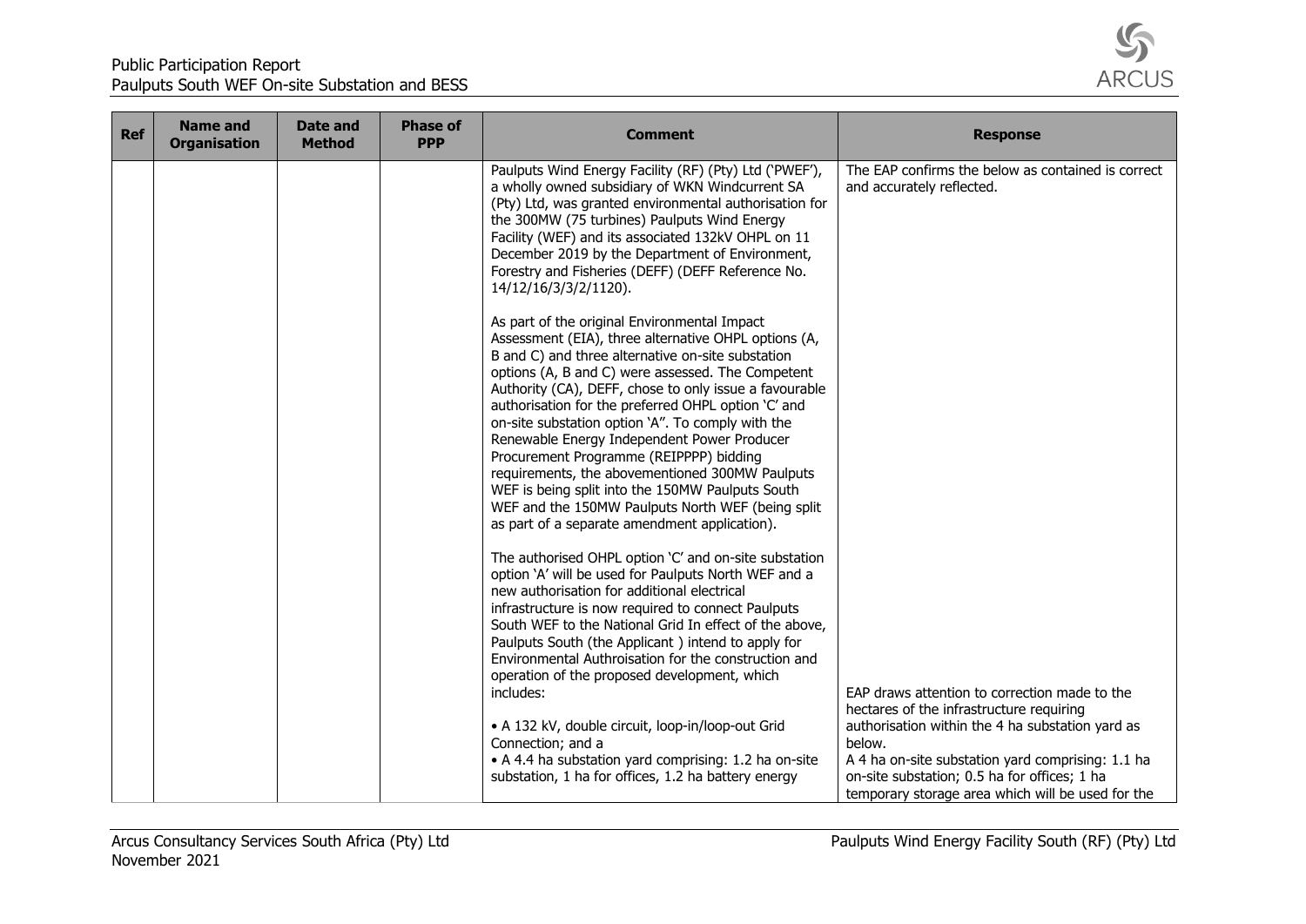| Ref | Name and Organisation | Date and Method | Phase of PPP | Comment | Response |
|---|---|---|---|---|---|
| | | | | Paulputs Wind Energy Facility (RF) (Pty) Ltd ('PWEF'), a wholly owned subsidiary of WKN Windcurrent SA (Pty) Ltd, was granted environmental authorisation for the 300MW (75 turbines) Paulputs Wind Energy Facility (WEF) and its associated 132kV OHPL on 11 December 2019 by the Department of Environment, Forestry and Fisheries (DEFF) (DEFF Reference No. 14/12/16/3/3/2/1120).<br><br>As part of the original Environmental Impact Assessment (EIA), three alternative OHPL options (A, B and C) and three alternative on-site substation options (A, B and C) were assessed. The Competent Authority (CA), DEFF, chose to only issue a favourable authorisation for the preferred OHPL option 'C' and on-site substation option 'A". To comply with the Renewable Energy Independent Power Producer Procurement Programme (REIPPPP) bidding requirements, the abovementioned 300MW Paulputs WEF is being split into the 150MW Paulputs South WEF and the 150MW Paulputs North WEF (being split as part of a separate amendment application).<br><br>The authorised OHPL option 'C' and on-site substation option 'A' will be used for Paulputs North WEF and a new authorisation for additional electrical infrastructure is now required to connect Paulputs South WEF to the National Grid In effect of the above, Paulputs South (the Applicant ) intend to apply for Environmental Authroisation for the construction and operation of the proposed development, which includes:<br><br>• A 132 kV, double circuit, loop-in/loop-out Grid Connection; and a<br>• A 4.4 ha substation yard comprising: 1.2 ha on-site substation, 1 ha for offices, 1.2 ha battery energy | The EAP confirms the below as contained is correct and accurately reflected.<br><br>EAP draws attention to correction made to the hectares of the infrastructure requiring authorisation within the 4 ha substation yard as below.<br>A 4 ha on-site substation yard comprising: 1.1 ha on-site substation; 0.5 ha for offices; 1 ha temporary storage area which will be used for the |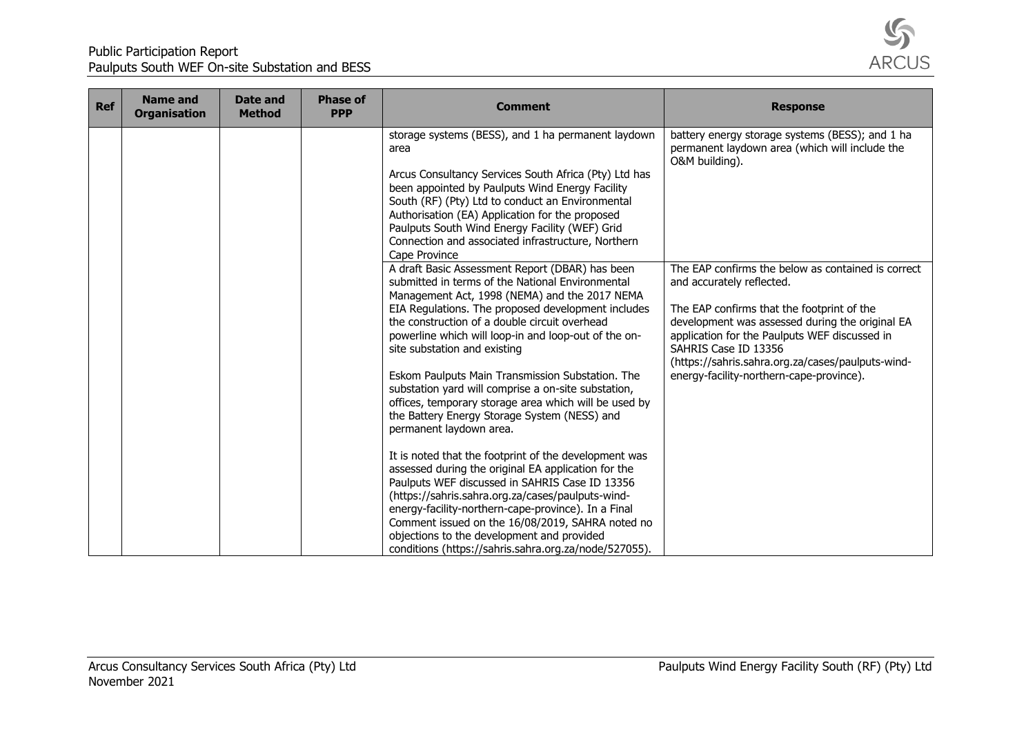| Ref | Name and Organisation | Date and Method | Phase of PPP | Comment | Response |
|---|---|---|---|---|---|
| | | | | storage systems (BESS), and 1 ha permanent laydown area<br><br>Arcus Consultancy Services South Africa (Pty) Ltd has been appointed by Paulputs Wind Energy Facility South (RF) (Pty) Ltd to conduct an Environmental Authorisation (EA) Application for the proposed Paulputs South Wind Energy Facility (WEF) Grid Connection and associated infrastructure, Northern Cape Province | battery energy storage systems (BESS); and 1 ha permanent laydown area (which will include the O&M building). |
| | | | | A draft Basic Assessment Report (DBAR) has been submitted in terms of the National Environmental Management Act, 1998 (NEMA) and the 2017 NEMA EIA Regulations. The proposed development includes the construction of a double circuit overhead powerline which will loop-in and loop-out of the on-site substation and existing<br><br>Eskom Paulputs Main Transmission Substation. The substation yard will comprise a on-site substation, offices, temporary storage area which will be used by the Battery Energy Storage System (NESS) and permanent laydown area.<br><br>It is noted that the footprint of the development was assessed during the original EA application for the Paulputs WEF discussed in SAHRIS Case ID 13356 (https://sahris.sahra.org.za/cases/paulputs-wind-energy-facility-northern-cape-province). In a Final Comment issued on the 16/08/2019, SAHRA noted no objections to the development and provided conditions (https://sahris.sahra.org.za/node/527055). | The EAP confirms the below as contained is correct and accurately reflected.<br><br>The EAP confirms that the footprint of the development was assessed during the original EA application for the Paulputs WEF discussed in SAHRIS Case ID 13356 (https://sahris.sahra.org.za/cases/paulputs-wind-energy-facility-northern-cape-province). |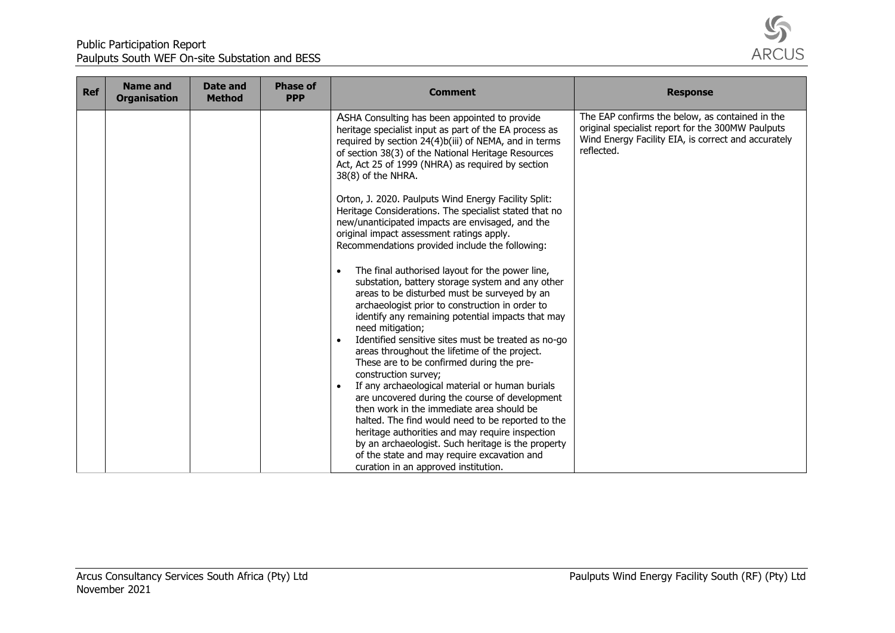| Ref | Name and Organisation | Date and Method | Phase of PPP | Comment | Response |
|---|---|---|---|---|---|
| | | | | ASHA Consulting has been appointed to provide heritage specialist input as part of the EA process as required by section 24(4)b(iii) of NEMA, and in terms of section 38(3) of the National Heritage Resources Act, Act 25 of 1999 (NHRA) as required by section 38(8) of the NHRA.<br><br>Orton, J. 2020. Paulputs Wind Energy Facility Split: Heritage Considerations. The specialist stated that no new/unanticipated impacts are envisaged, and the original impact assessment ratings apply. Recommendations provided include the following:<br><br>• The final authorised layout for the power line, substation, battery storage system and any other areas to be disturbed must be surveyed by an archaeologist prior to construction in order to identify any remaining potential impacts that may need mitigation;<br>• Identified sensitive sites must be treated as no-go areas throughout the lifetime of the project. These are to be confirmed during the pre-construction survey;<br>• If any archaeological material or human burials are uncovered during the course of development then work in the immediate area should be halted. The find would need to be reported to the heritage authorities and may require inspection by an archaeologist. Such heritage is the property of the state and may require excavation and curation in an approved institution. | The EAP confirms the below, as contained in the original specialist report for the 300MW Paulputs Wind Energy Facility EIA, is correct and accurately reflected. |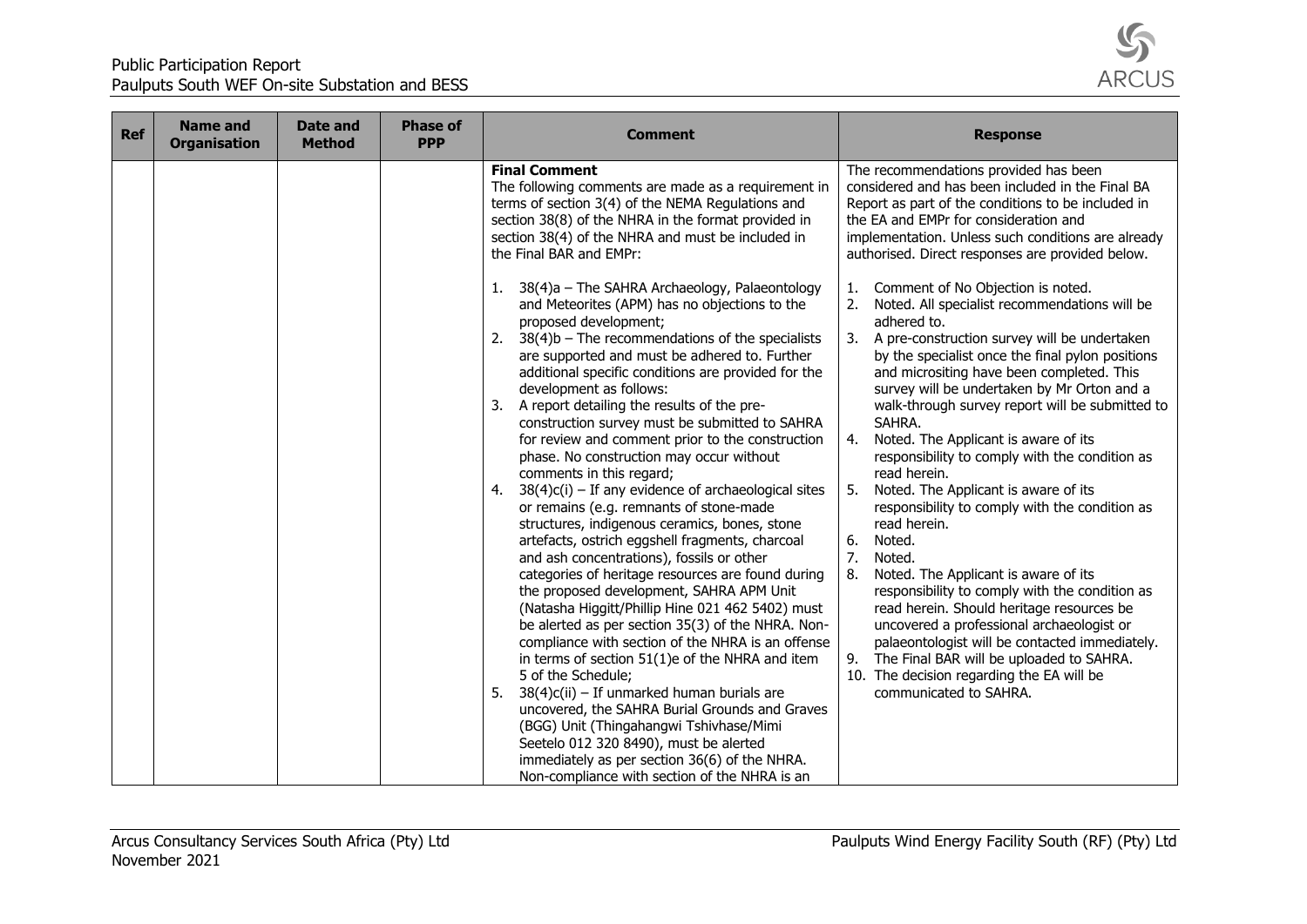| Ref | Name and Organisation | Date and Method | Phase of PPP | Comment | Response |
|---|---|---|---|---|---|
| | | | | **Final Comment**<br>The following comments are made as a requirement in terms of section 3(4) of the NEMA Regulations and section 38(8) of the NHRA in the format provided in section 38(4) of the NHRA and must be included in the Final BAR and EMPr:<br><br>1. 38(4)a – The SAHRA Archaeology, Palaeontology and Meteorites (APM) has no objections to the proposed development;<br>2. 38(4)b – The recommendations of the specialists are supported and must be adhered to. Further additional specific conditions are provided for the development as follows:<br>3. A report detailing the results of the pre-construction survey must be submitted to SAHRA for review and comment prior to the construction phase. No construction may occur without comments in this regard;<br>4. 38(4)c(i) – If any evidence of archaeological sites or remains (e.g. remnants of stone-made structures, indigenous ceramics, bones, stone artefacts, ostrich eggshell fragments, charcoal and ash concentrations), fossils or other categories of heritage resources are found during the proposed development, SAHRA APM Unit (Natasha Higgitt/Phillip Hine 021 462 5402) must be alerted as per section 35(3) of the NHRA. Non-compliance with section of the NHRA is an offense in terms of section 51(1)e of the NHRA and item 5 of the Schedule;<br>5. 38(4)c(ii) – If unmarked human burials are uncovered, the SAHRA Burial Grounds and Graves (BGG) Unit (Thingahangwi Tshivhase/Mimi Seetelo 012 320 8490), must be alerted immediately as per section 36(6) of the NHRA. Non-compliance with section of the NHRA is an | The recommendations provided has been considered and has been included in the Final BA Report as part of the conditions to be included in the EA and EMPr for consideration and implementation. Unless such conditions are already authorised. Direct responses are provided below.<br><br>1. Comment of No Objection is noted.<br>2. Noted. All specialist recommendations will be adhered to.<br>3. A pre-construction survey will be undertaken by the specialist once the final pylon positions and micrositing have been completed. This survey will be undertaken by Mr Orton and a walk-through survey report will be submitted to SAHRA.<br>4. Noted. The Applicant is aware of its responsibility to comply with the condition as read herein.<br>5. Noted. The Applicant is aware of its responsibility to comply with the condition as read herein.<br>6. Noted.<br>7. Noted.<br>8. Noted. The Applicant is aware of its responsibility to comply with the condition as read herein. Should heritage resources be uncovered a professional archaeologist or palaeontologist will be contacted immediately.<br>9. The Final BAR will be uploaded to SAHRA.<br>10. The decision regarding the EA will be communicated to SAHRA. |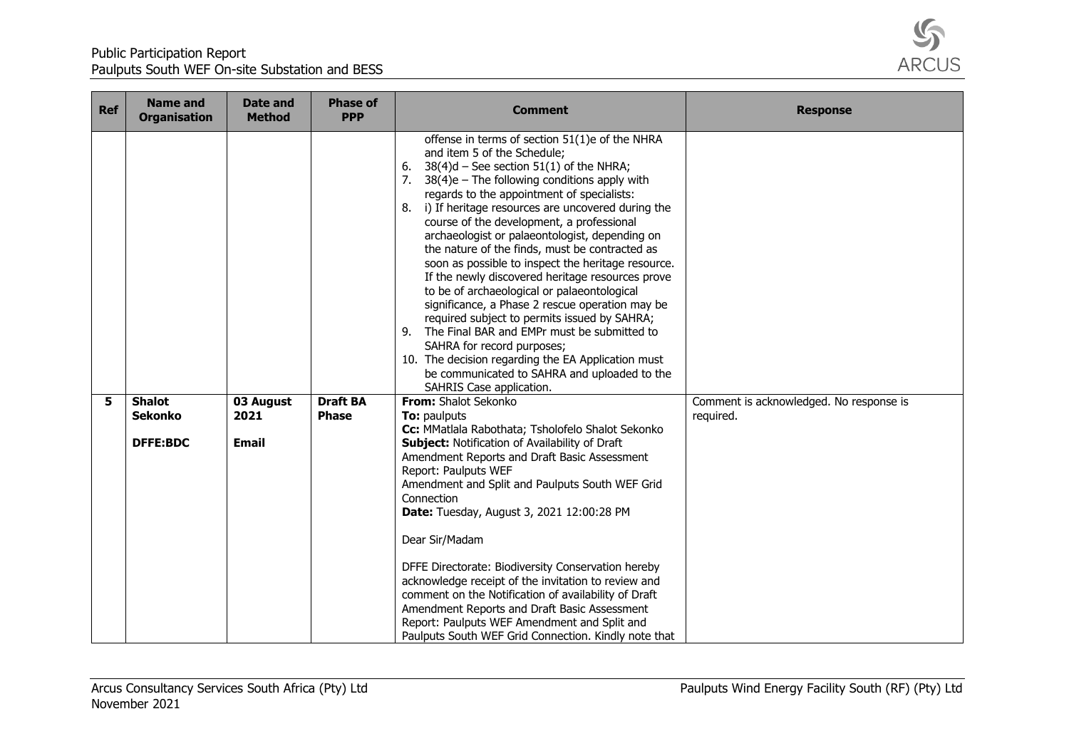| Ref | Name and Organisation | Date and Method | Phase of PPP | Comment | Response |
|---|---|---|---|---|---|
| | | | | offense in terms of section 51(1)e of the NHRA and item 5 of the Schedule;<br>6. 38(4)d – See section 51(1) of the NHRA;<br>7. 38(4)e – The following conditions apply with regards to the appointment of specialists:<br>8. i) If heritage resources are uncovered during the course of the development, a professional archaeologist or palaeontologist, depending on the nature of the finds, must be contracted as soon as possible to inspect the heritage resource. If the newly discovered heritage resources prove to be of archaeological or palaeontological significance, a Phase 2 rescue operation may be required subject to permits issued by SAHRA;<br>9. The Final BAR and EMPr must be submitted to SAHRA for record purposes;<br>10. The decision regarding the EA Application must be communicated to SAHRA and uploaded to the SAHRIS Case application. | |
| **5** | **Shalot Sekonko**<br><br>**DFFE:BDC** | **03 August 2021**<br><br>**Email** | **Draft BA Phase** | **From:** Shalot Sekonko<br>**To:** paulputs<br>**Cc:** MMatlala Rabothata; Tsholofelo Shalot Sekonko<br>**Subject:** Notification of Availability of Draft Amendment Reports and Draft Basic Assessment Report: Paulputs WEF Amendment and Split and Paulputs South WEF Grid Connection<br>**Date:** Tuesday, August 3, 2021 12:00:28 PM<br><br>Dear Sir/Madam<br><br>DFFE Directorate: Biodiversity Conservation hereby acknowledge receipt of the invitation to review and comment on the Notification of availability of Draft Amendment Reports and Draft Basic Assessment Report: Paulputs WEF Amendment and Split and Paulputs South WEF Grid Connection. Kindly note that | Comment is acknowledged. No response is required. |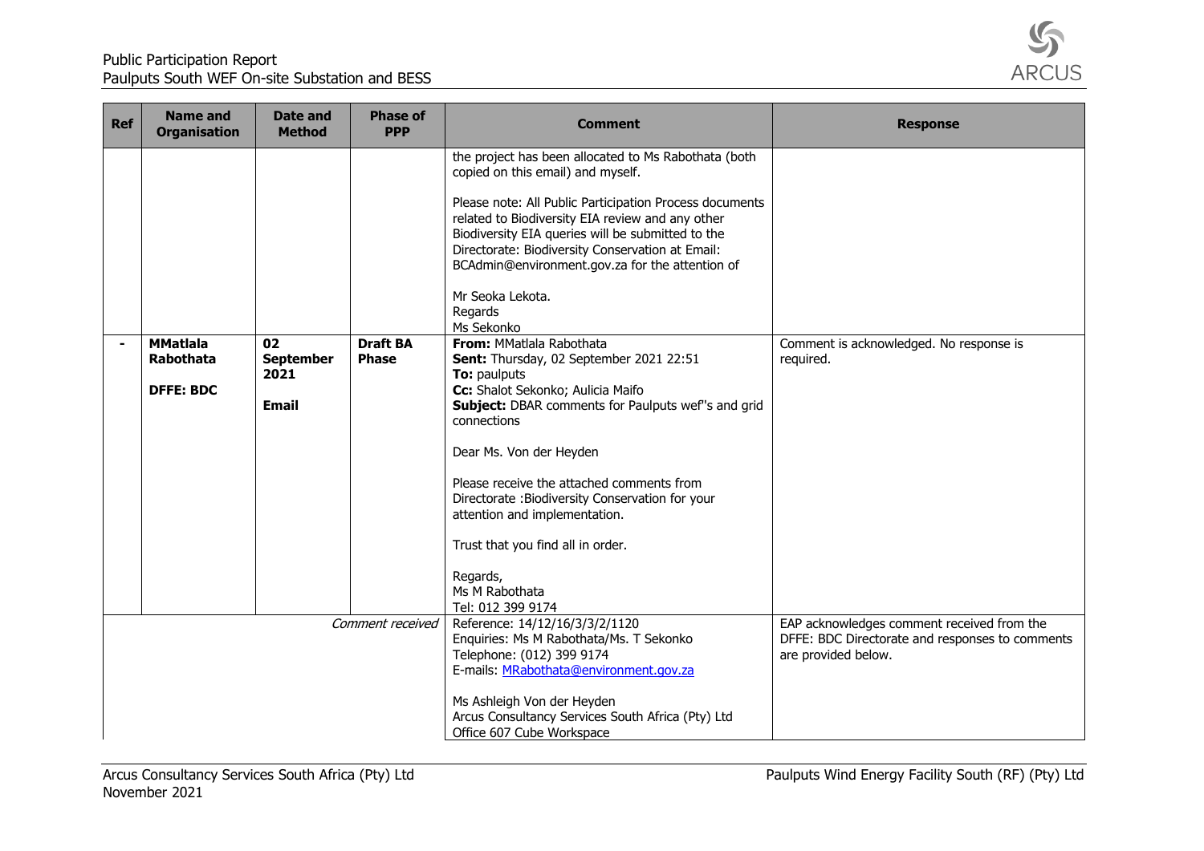| Ref | Name and Organisation | Date and Method | Phase of PPP | Comment | Response |
|---|---|---|---|---|---|
| | | | | the project has been allocated to Ms Rabothata (both copied on this email) and myself.<br><br>Please note: All Public Participation Process documents related to Biodiversity EIA review and any other Biodiversity EIA queries will be submitted to the Directorate: Biodiversity Conservation at Email: BCAdmin@environment.gov.za for the attention of<br><br>Mr Seoka Lekota.<br>Regards<br>Ms Sekonko | |
| - | **MMatlala Rabothata**<br><br>**DFFE: BDC** | **02 September 2021**<br><br>**Email** | **Draft BA Phase** | **From:** MMatlala Rabothata<br>**Sent:** Thursday, 02 September 2021 22:51<br>**To:** paulputs<br>**Cc:** Shalot Sekonko; Aulicia Maifo<br>**Subject:** DBAR comments for Paulputs wef''s and grid connections<br><br>Dear Ms. Von der Heyden<br><br>Please receive the attached comments from Directorate :Biodiversity Conservation for your attention and implementation.<br><br>Trust that you find all in order.<br><br>Regards,<br>Ms M Rabothata<br>Tel: 012 399 9174 | Comment is acknowledged. No response is required. |
| | | | *Comment received* | Reference: 14/12/16/3/3/2/1120<br>Enquiries: Ms M Rabothata/Ms. T Sekonko<br>Telephone: (012) 399 9174<br>E-mails: MRabothata@environment.gov.za<br><br>Ms Ashleigh Von der Heyden<br>Arcus Consultancy Services South Africa (Pty) Ltd<br>Office 607 Cube Workspace | EAP acknowledges comment received from the DFFE: BDC Directorate and responses to comments are provided below. |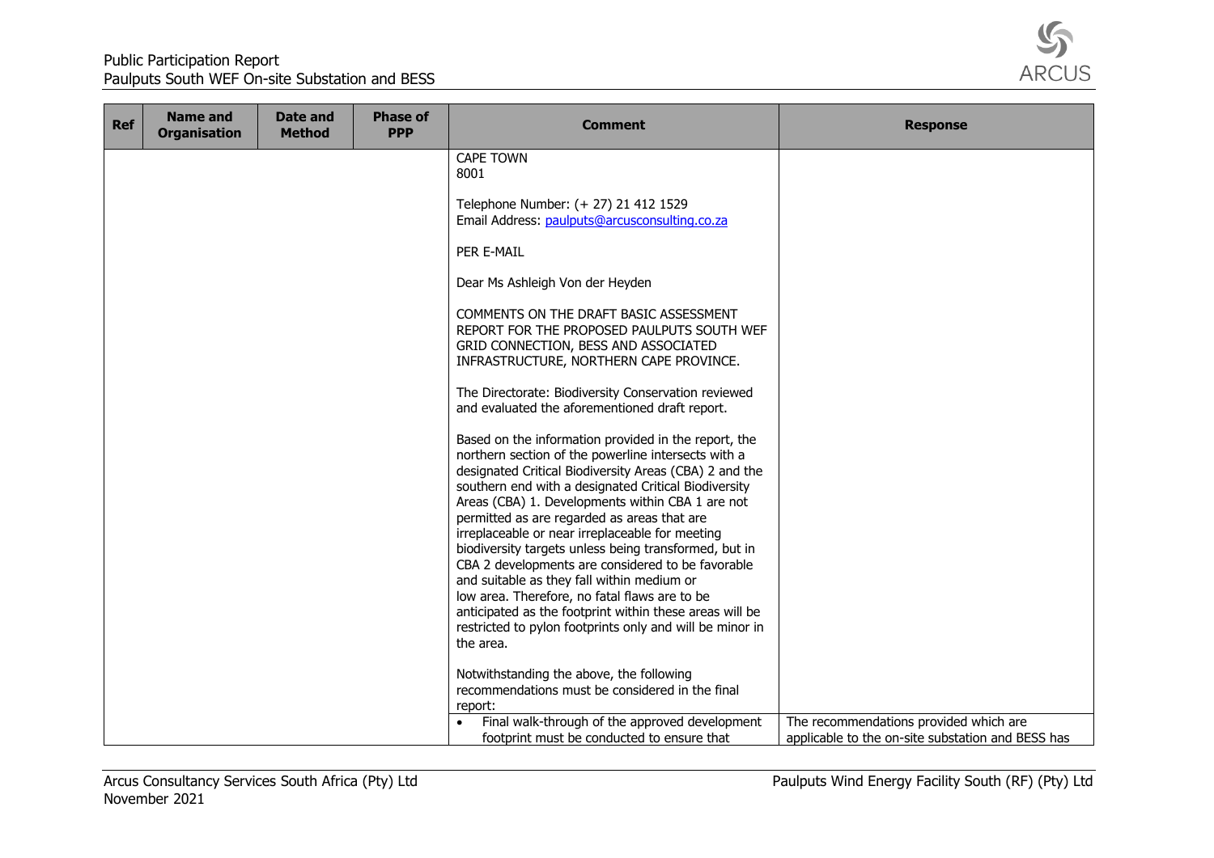| Ref | Name and Organisation | Date and Method | Phase of PPP | Comment | Response |
|---|---|---|---|---|---|
| | | | | CAPE TOWN<br>8001<br><br>Telephone Number: (+ 27) 21 412 1529<br>Email Address: paulputs@arcusconsulting.co.za<br><br>PER E-MAIL<br><br>Dear Ms Ashleigh Von der Heyden<br><br>COMMENTS ON THE DRAFT BASIC ASSESSMENT REPORT FOR THE PROPOSED PAULPUTS SOUTH WEF GRID CONNECTION, BESS AND ASSOCIATED INFRASTRUCTURE, NORTHERN CAPE PROVINCE.<br><br>The Directorate: Biodiversity Conservation reviewed and evaluated the aforementioned draft report.<br><br>Based on the information provided in the report, the northern section of the powerline intersects with a designated Critical Biodiversity Areas (CBA) 2 and the southern end with a designated Critical Biodiversity Areas (CBA) 1. Developments within CBA 1 are not permitted as are regarded as areas that are irreplaceable or near irreplaceable for meeting biodiversity targets unless being transformed, but in CBA 2 developments are considered to be favorable and suitable as they fall within medium or low area. Therefore, no fatal flaws are to be anticipated as the footprint within these areas will be restricted to pylon footprints only and will be minor in the area.<br><br>Notwithstanding the above, the following recommendations must be considered in the final report: | |
| | | | | • Final walk-through of the approved development footprint must be conducted to ensure that | The recommendations provided which are applicable to the on-site substation and BESS has |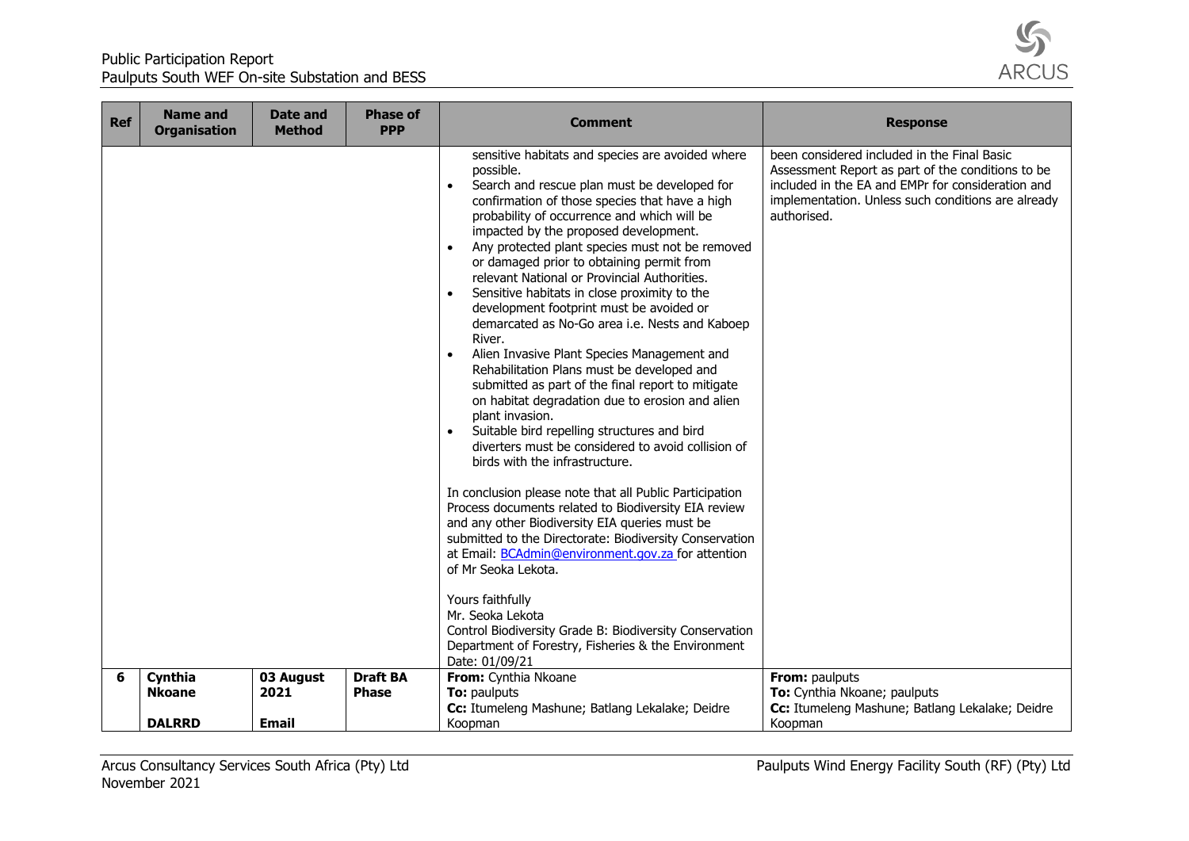| Ref | Name and Organisation | Date and Method | Phase of PPP | Comment | Response |
|---|---|---|---|---|---|
| | | | | sensitive habitats and species are avoided where possible.<br>• Search and rescue plan must be developed for confirmation of those species that have a high probability of occurrence and which will be impacted by the proposed development.<br>• Any protected plant species must not be removed or damaged prior to obtaining permit from relevant National or Provincial Authorities.<br>• Sensitive habitats in close proximity to the development footprint must be avoided or demarcated as No-Go area i.e. Nests and Kaboep River.<br>• Alien Invasive Plant Species Management and Rehabilitation Plans must be developed and submitted as part of the final report to mitigate on habitat degradation due to erosion and alien plant invasion.<br>• Suitable bird repelling structures and bird diverters must be considered to avoid collision of birds with the infrastructure.<br><br>In conclusion please note that all Public Participation Process documents related to Biodiversity EIA review and any other Biodiversity EIA queries must be submitted to the Directorate: Biodiversity Conservation at Email: BCAdmin@environment.gov.za for attention of Mr Seoka Lekota.<br><br>Yours faithfully<br>Mr. Seoka Lekota<br>Control Biodiversity Grade B: Biodiversity Conservation<br>Department of Forestry, Fisheries & the Environment<br>Date: 01/09/21 | been considered included in the Final Basic Assessment Report as part of the conditions to be included in the EA and EMPr for consideration and implementation. Unless such conditions are already authorised. |
| **6** | **Cynthia Nkoane**<br><br>**DALRRD** | **03 August 2021**<br><br>**Email** | **Draft BA Phase** | **From:** Cynthia Nkoane<br>**To:** paulputs<br>**Cc:** Itumeleng Mashune; Batlang Lekalake; Deidre Koopman | **From:** paulputs<br>**To:** Cynthia Nkoane; paulputs<br>**Cc:** Itumeleng Mashune; Batlang Lekalake; Deidre Koopman |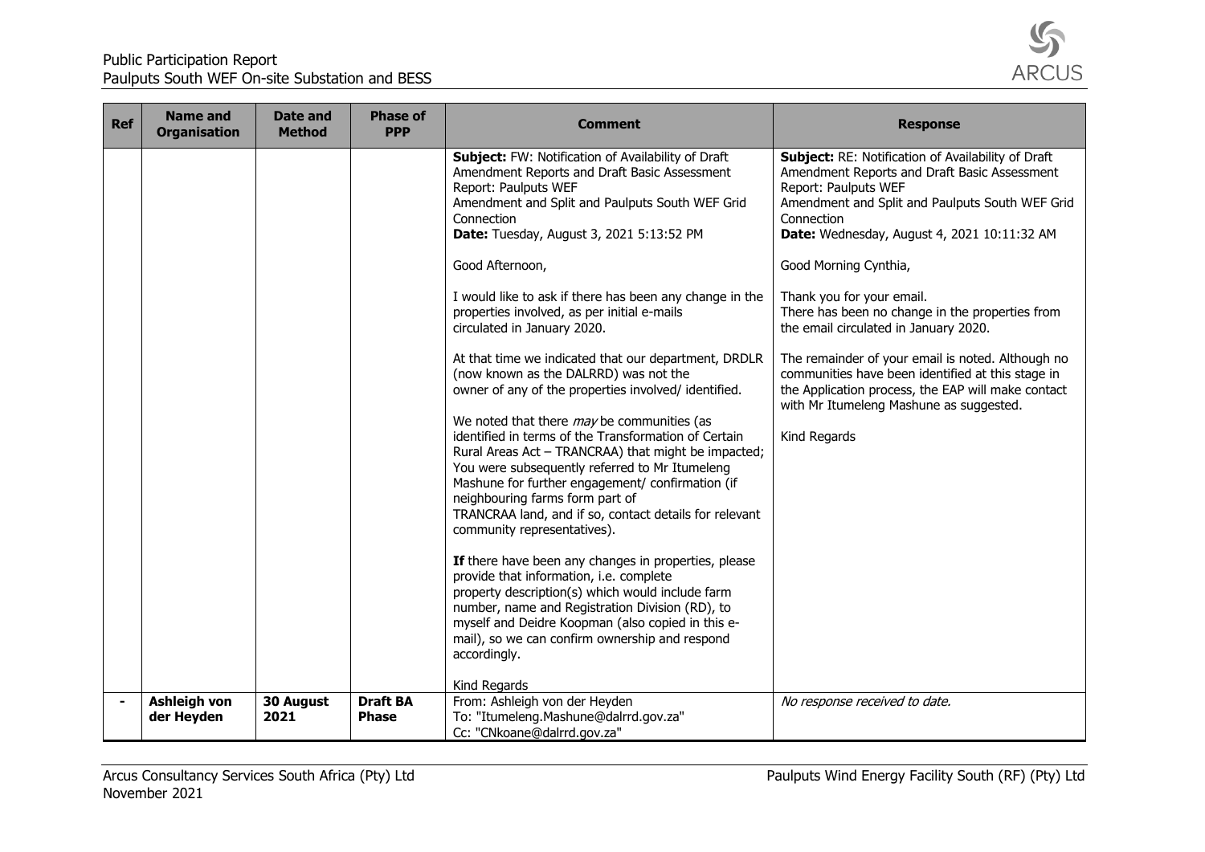| Ref | Name and Organisation | Date and Method | Phase of PPP | Comment | Response |
|---|---|---|---|---|---|
| | | | | **Subject:** FW: Notification of Availability of Draft Amendment Reports and Draft Basic Assessment Report: Paulputs WEF Amendment and Split and Paulputs South WEF Grid Connection<br>**Date:** Tuesday, August 3, 2021 5:13:52 PM<br><br>Good Afternoon,<br><br>I would like to ask if there has been any change in the properties involved, as per initial e-mails circulated in January 2020.<br><br>At that time we indicated that our department, DRDLR (now known as the DALRRD) was not the owner of any of the properties involved/ identified.<br><br>We noted that there *may* be communities (as identified in terms of the Transformation of Certain Rural Areas Act – TRANCRAA) that might be impacted; You were subsequently referred to Mr Itumeleng Mashune for further engagement/ confirmation (if neighbouring farms form part of TRANCRAA land, and if so, contact details for relevant community representatives).<br><br>**If** there have been any changes in properties, please provide that information, i.e. complete property description(s) which would include farm number, name and Registration Division (RD), to myself and Deidre Koopman (also copied in this e-mail), so we can confirm ownership and respond accordingly.<br><br>Kind Regards | **Subject:** RE: Notification of Availability of Draft Amendment Reports and Draft Basic Assessment Report: Paulputs WEF Amendment and Split and Paulputs South WEF Grid Connection<br>**Date:** Wednesday, August 4, 2021 10:11:32 AM<br><br>Good Morning Cynthia,<br><br>Thank you for your email.<br>There has been no change in the properties from the email circulated in January 2020.<br><br>The remainder of your email is noted. Although no communities have been identified at this stage in the Application process, the EAP will make contact with Mr Itumeleng Mashune as suggested.<br><br>Kind Regards |
| - | **Ashleigh von der Heyden** | **30 August 2021** | **Draft BA Phase** | From: Ashleigh von der Heyden<br>To: "Itumeleng.Mashune@dalrrd.gov.za"<br>Cc: "CNkoane@dalrrd.gov.za" | *No response received to date.* |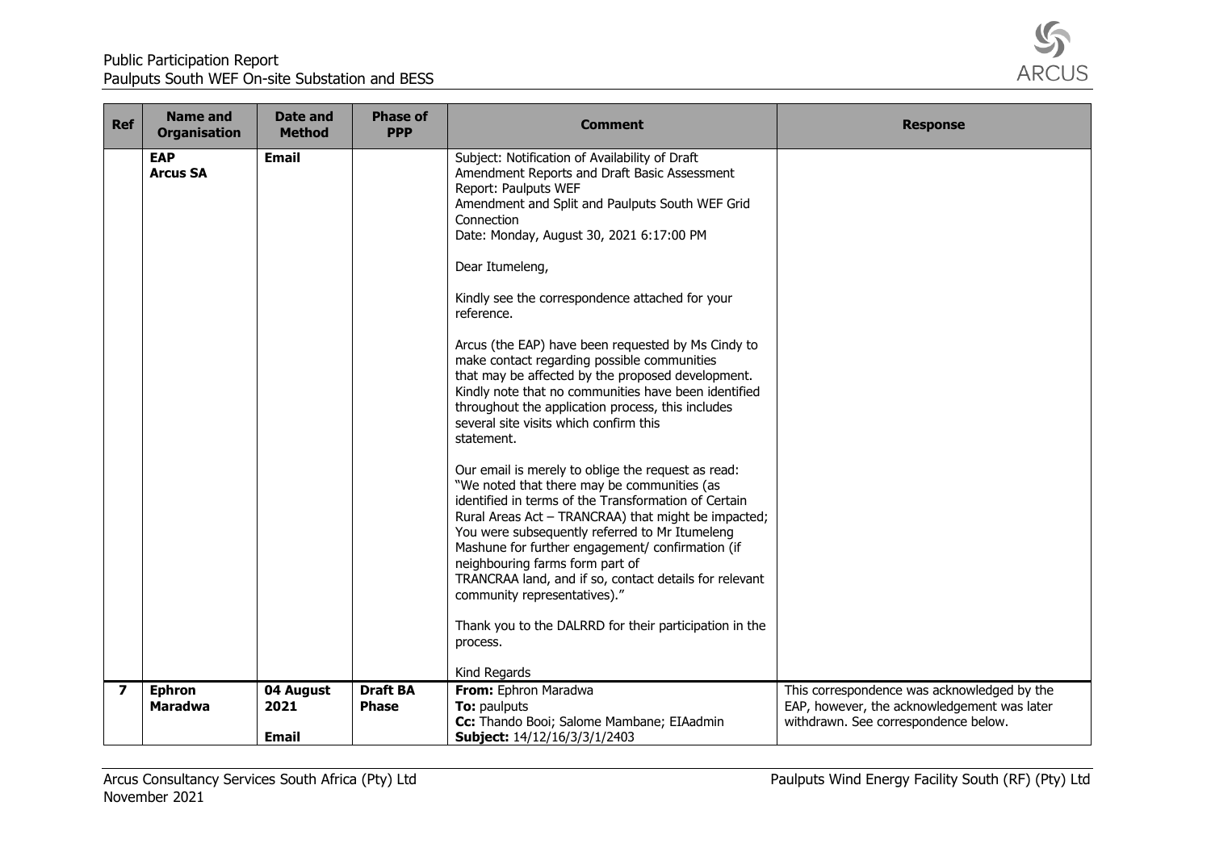| Ref | Name and Organisation | Date and Method | Phase of PPP | Comment | Response |
|---|---|---|---|---|---|
| | **EAP** **Arcus SA** | **Email** | | Subject: Notification of Availability of Draft Amendment Reports and Draft Basic Assessment Report: Paulputs WEF Amendment and Split and Paulputs South WEF Grid Connection<br>Date: Monday, August 30, 2021 6:17:00 PM<br><br>Dear Itumeleng,<br><br>Kindly see the correspondence attached for your reference.<br><br>Arcus (the EAP) have been requested by Ms Cindy to make contact regarding possible communities that may be affected by the proposed development. Kindly note that no communities have been identified throughout the application process, this includes several site visits which confirm this statement.<br><br>Our email is merely to oblige the request as read: "We noted that there may be communities (as identified in terms of the Transformation of Certain Rural Areas Act – TRANCRAA) that might be impacted; You were subsequently referred to Mr Itumeleng Mashune for further engagement/ confirmation (if neighbouring farms form part of TRANCRAA land, and if so, contact details for relevant community representatives)."<br><br>Thank you to the DALRRD for their participation in the process.<br><br>Kind Regards | |
| **7** | **Ephron Maradwa** | **04 August 2021**<br><br>**Email** | **Draft BA Phase** | **From:** Ephron Maradwa<br>**To:** paulputs<br>**Cc:** Thando Booi; Salome Mambane; EIAadmin<br>**Subject:** 14/12/16/3/3/1/2403 | This correspondence was acknowledged by the EAP, however, the acknowledgement was later withdrawn. See correspondence below. |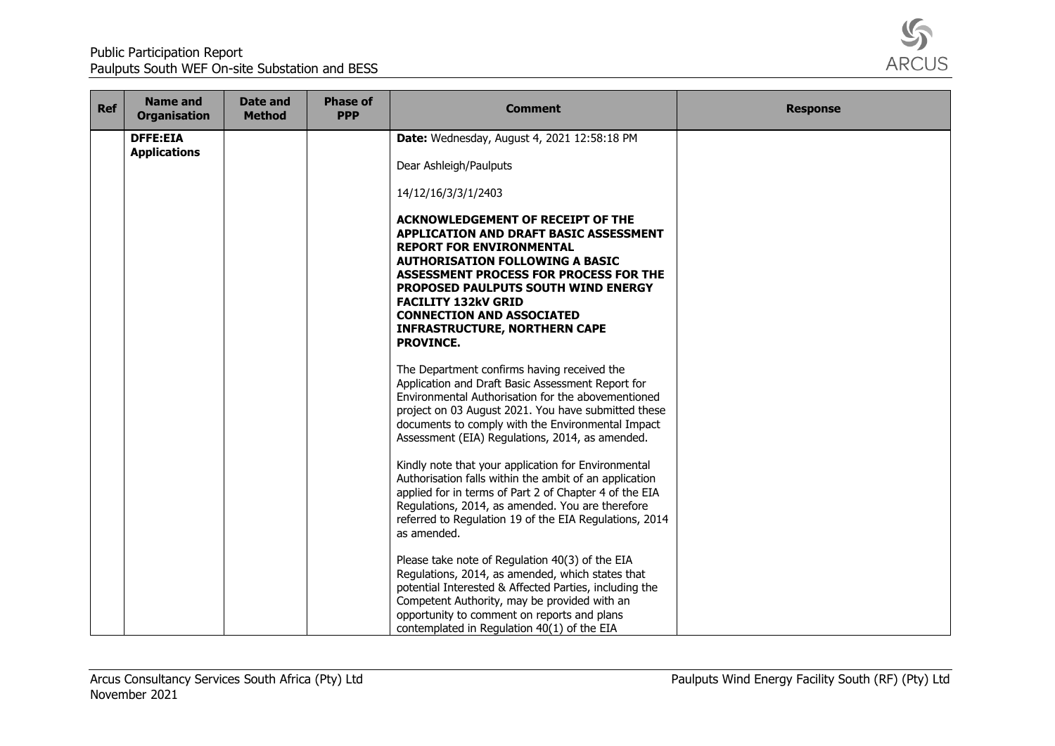| Ref | Name and Organisation | Date and Method | Phase of PPP | Comment | Response |
|---|---|---|---|---|---|
| | **DFFE:EIA Applications** | | | **Date:** Wednesday, August 4, 2021 12:58:18 PM<br><br>Dear Ashleigh/Paulputs<br><br>14/12/16/3/3/1/2403<br><br>**ACKNOWLEDGEMENT OF RECEIPT OF THE APPLICATION AND DRAFT BASIC ASSESSMENT REPORT FOR ENVIRONMENTAL AUTHORISATION FOLLOWING A BASIC ASSESSMENT PROCESS FOR PROCESS FOR THE PROPOSED PAULPUTS SOUTH WIND ENERGY FACILITY 132kV GRID CONNECTION AND ASSOCIATED INFRASTRUCTURE, NORTHERN CAPE PROVINCE.**<br><br>The Department confirms having received the Application and Draft Basic Assessment Report for Environmental Authorisation for the abovementioned project on 03 August 2021. You have submitted these documents to comply with the Environmental Impact Assessment (EIA) Regulations, 2014, as amended.<br><br>Kindly note that your application for Environmental Authorisation falls within the ambit of an application applied for in terms of Part 2 of Chapter 4 of the EIA Regulations, 2014, as amended. You are therefore referred to Regulation 19 of the EIA Regulations, 2014 as amended.<br><br>Please take note of Regulation 40(3) of the EIA Regulations, 2014, as amended, which states that potential Interested & Affected Parties, including the Competent Authority, may be provided with an opportunity to comment on reports and plans contemplated in Regulation 40(1) of the EIA | |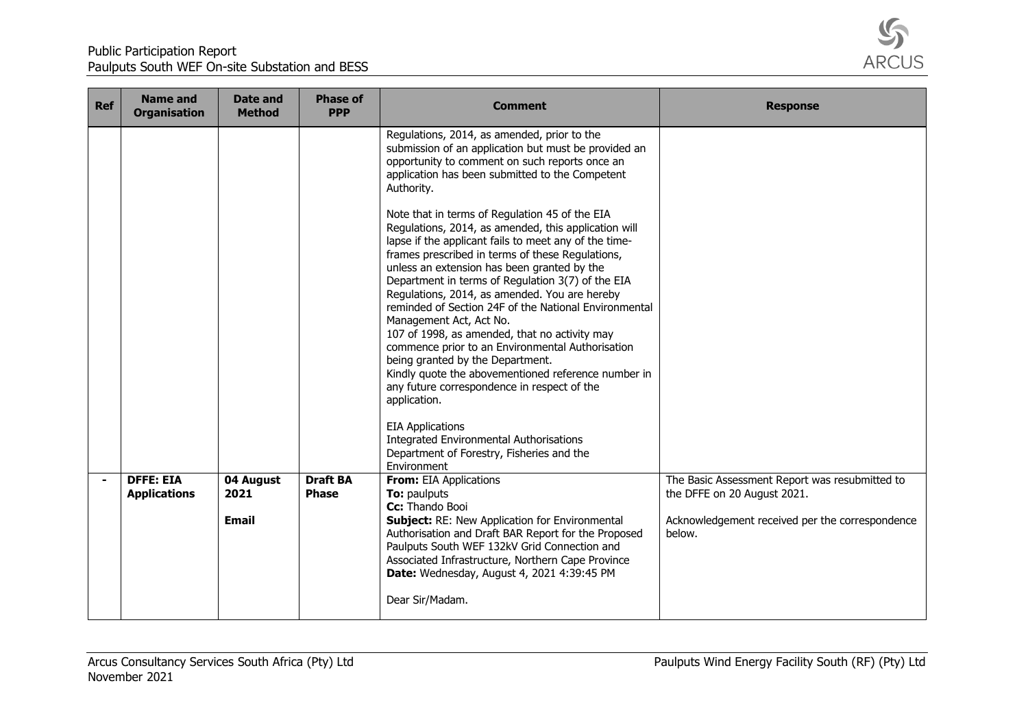| Ref | Name and Organisation | Date and Method | Phase of PPP | Comment | Response |
|---|---|---|---|---|---|
| | | | | Regulations, 2014, as amended, prior to the submission of an application but must be provided an opportunity to comment on such reports once an application has been submitted to the Competent Authority.<br><br>Note that in terms of Regulation 45 of the EIA Regulations, 2014, as amended, this application will lapse if the applicant fails to meet any of the time-frames prescribed in terms of these Regulations, unless an extension has been granted by the Department in terms of Regulation 3(7) of the EIA Regulations, 2014, as amended. You are hereby reminded of Section 24F of the National Environmental Management Act, Act No.<br>107 of 1998, as amended, that no activity may commence prior to an Environmental Authorisation being granted by the Department.<br>Kindly quote the abovementioned reference number in any future correspondence in respect of the application.<br><br>EIA Applications<br>Integrated Environmental Authorisations<br>Department of Forestry, Fisheries and the Environment | |
| - | **DFFE: EIA Applications** | **04 August 2021**<br><br>**Email** | **Draft BA Phase** | **From:** EIA Applications<br>**To:** paulputs<br>**Cc:** Thando Booi<br>**Subject:** RE: New Application for Environmental Authorisation and Draft BAR Report for the Proposed Paulputs South WEF 132kV Grid Connection and Associated Infrastructure, Northern Cape Province<br>**Date:** Wednesday, August 4, 2021 4:39:45 PM<br><br>Dear Sir/Madam. | The Basic Assessment Report was resubmitted to the DFFE on 20 August 2021.<br><br>Acknowledgement received per the correspondence below. |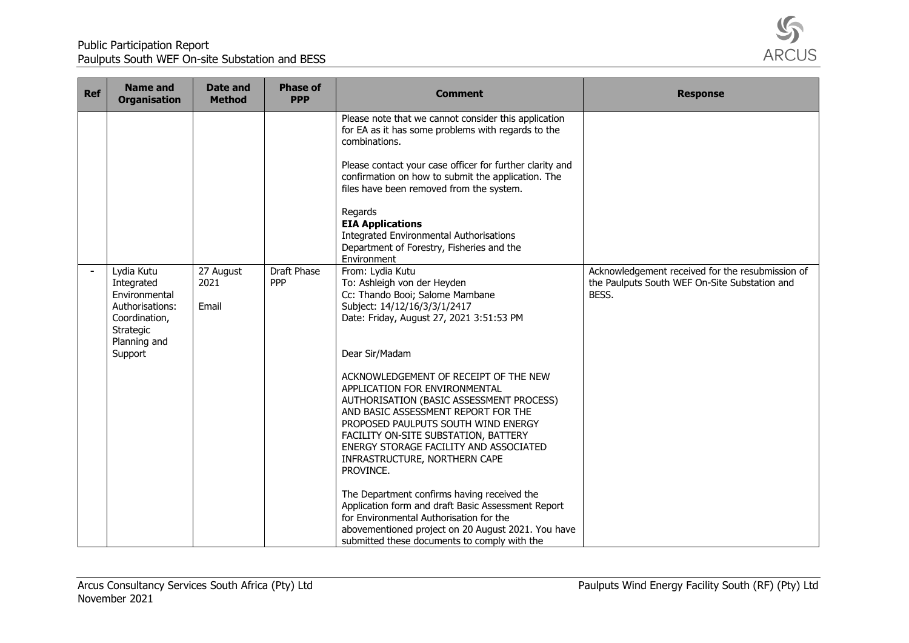| Ref | Name and Organisation | Date and Method | Phase of PPP | Comment | Response |
|---|---|---|---|---|---|
| | | | | Please note that we cannot consider this application for EA as it has some problems with regards to the combinations.<br><br>Please contact your case officer for further clarity and confirmation on how to submit the application. The files have been removed from the system.<br><br>Regards<br>**EIA Applications**<br>Integrated Environmental Authorisations<br>Department of Forestry, Fisheries and the Environment | |
| - | Lydia Kutu<br>Integrated Environmental Authorisations: Coordination, Strategic Planning and Support | 27 August 2021<br><br>Email | Draft Phase PPP | From: Lydia Kutu<br>To: Ashleigh von der Heyden<br>Cc: Thando Booi; Salome Mambane<br>Subject: 14/12/16/3/3/1/2417<br>Date: Friday, August 27, 2021 3:51:53 PM<br><br>Dear Sir/Madam<br><br>ACKNOWLEDGEMENT OF RECEIPT OF THE NEW APPLICATION FOR ENVIRONMENTAL AUTHORISATION (BASIC ASSESSMENT PROCESS) AND BASIC ASSESSMENT REPORT FOR THE PROPOSED PAULPUTS SOUTH WIND ENERGY FACILITY ON-SITE SUBSTATION, BATTERY ENERGY STORAGE FACILITY AND ASSOCIATED INFRASTRUCTURE, NORTHERN CAPE PROVINCE.<br><br>The Department confirms having received the Application form and draft Basic Assessment Report for Environmental Authorisation for the abovementioned project on 20 August 2021. You have submitted these documents to comply with the | Acknowledgement received for the resubmission of the Paulputs South WEF On-Site Substation and BESS. |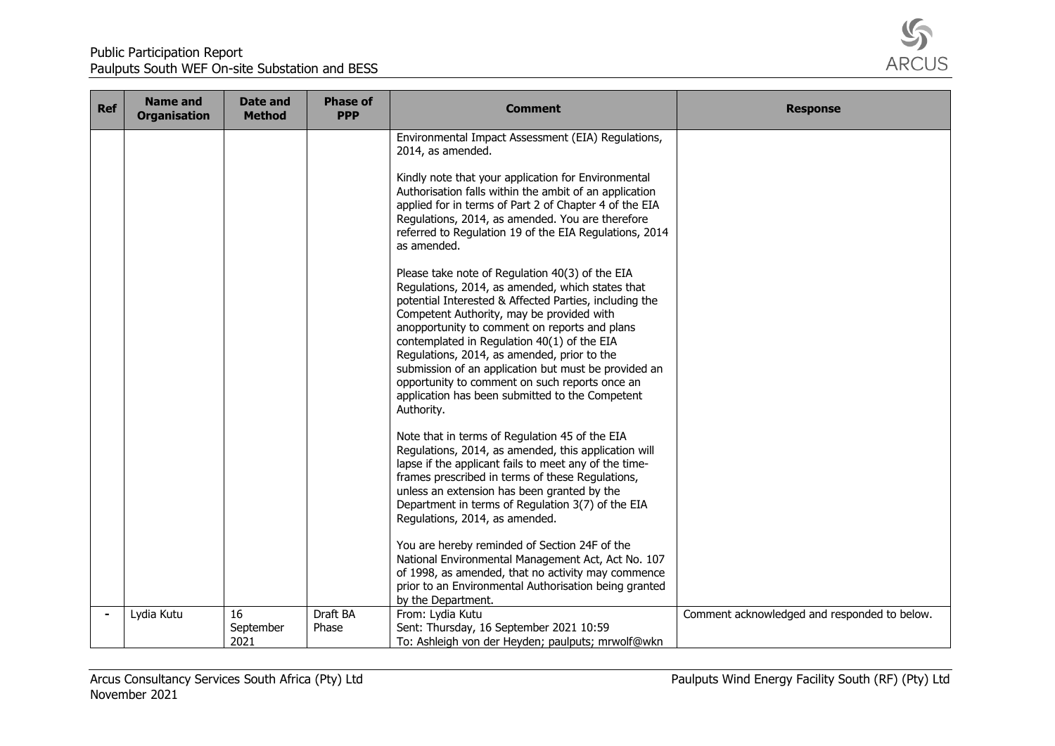| Ref | Name and Organisation | Date and Method | Phase of PPP | Comment | Response |
|---|---|---|---|---|---|
| | | | | Environmental Impact Assessment (EIA) Regulations, 2014, as amended.<br><br>Kindly note that your application for Environmental Authorisation falls within the ambit of an application applied for in terms of Part 2 of Chapter 4 of the EIA Regulations, 2014, as amended. You are therefore referred to Regulation 19 of the EIA Regulations, 2014 as amended.<br><br>Please take note of Regulation 40(3) of the EIA Regulations, 2014, as amended, which states that potential Interested & Affected Parties, including the Competent Authority, may be provided with anopportunity to comment on reports and plans contemplated in Regulation 40(1) of the EIA Regulations, 2014, as amended, prior to the submission of an application but must be provided an opportunity to comment on such reports once an application has been submitted to the Competent Authority.<br><br>Note that in terms of Regulation 45 of the EIA Regulations, 2014, as amended, this application will lapse if the applicant fails to meet any of the time-frames prescribed in terms of these Regulations, unless an extension has been granted by the Department in terms of Regulation 3(7) of the EIA Regulations, 2014, as amended.<br><br>You are hereby reminded of Section 24F of the National Environmental Management Act, Act No. 107 of 1998, as amended, that no activity may commence prior to an Environmental Authorisation being granted by the Department. | |
| - | Lydia Kutu | 16 September 2021 | Draft BA Phase | From: Lydia Kutu<br>Sent: Thursday, 16 September 2021 10:59<br>To: Ashleigh von der Heyden; paulputs; mrwolf@wkn | Comment acknowledged and responded to below. |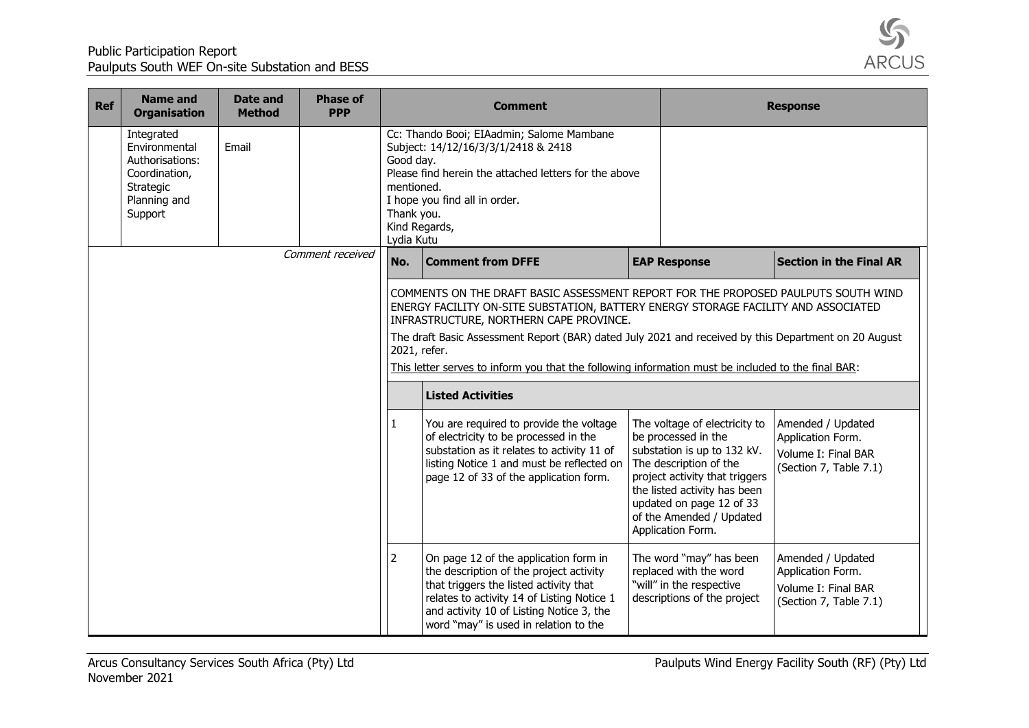| Ref | Name and Organisation | Date and Method | Phase of PPP | Comment | Response |
|---|---|---|---|---|---|
| | Integrated Environmental Authorisations: Coordination, Strategic Planning and Support | Email | | Cc: Thando Booi; EIAdmin; Salome Mambane<br>Subject: 14/12/16/3/3/1/2418 & 2418<br>Good day.<br>Please find herein the attached letters for the above mentioned.<br>I hope you find all in order.<br>Thank you.<br>Kind Regards,<br>Lydia Kutu | |

*Comment received*

| No. | Comment from DFFE | EAP Response | Section in the Final AR |
|---|---|---|---|
| | COMMENTS ON THE DRAFT BASIC ASSESSMENT REPORT FOR THE PROPOSED PAULPUTS SOUTH WIND ENERGY FACILITY ON-SITE SUBSTATION, BATTERY ENERGY STORAGE FACILITY AND ASSOCIATED INFRASTRUCTURE, NORTHERN CAPE PROVINCE.<br>The draft Basic Assessment Report (BAR) dated July 2021 and received by this Department on 20 August 2021, refer.<br>This letter serves to inform you that the following information must be included to the final BAR: | | |
| | **Listed Activities** | | |
| 1 | You are required to provide the voltage of electricity to be processed in the substation as it relates to activity 11 of listing Notice 1 and must be reflected on page 12 of 33 of the application form. | The voltage of electricity to be processed in the substation is up to 132 kV. The description of the project activity that triggers the listed activity has been updated on page 12 of 33 of the Amended / Updated Application Form. | Amended / Updated Application Form.<br>Volume I: Final BAR (Section 7, Table 7.1) |
| 2 | On page 12 of the application form in the description of the project activity that triggers the listed activity that relates to activity 14 of Listing Notice 1 and activity 10 of Listing Notice 3, the word "may" is used in relation to the | The word "may" has been replaced with the word "will" in the respective descriptions of the project | Amended / Updated Application Form.<br>Volume I: Final BAR (Section 7, Table 7.1) |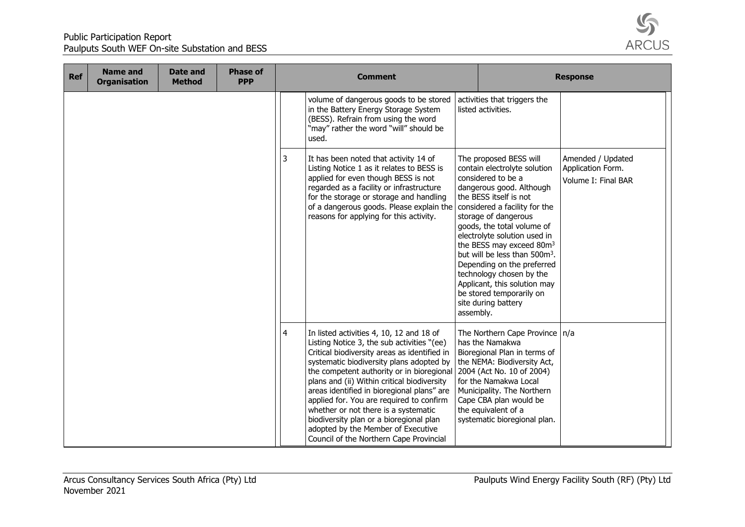| Ref | Name and Organisation | Date and Method | Phase of PPP | Comment | | Response | |
|---|---|---|---|---|---|---|---|
| | | | | | volume of dangerous goods to be stored in the Battery Energy Storage System (BESS). Refrain from using the word "may" rather the word "will" should be used. | activities that triggers the listed activities. | |
| | | | | 3 | It has been noted that activity 14 of Listing Notice 1 as it relates to BESS is applied for even though BESS is not regarded as a facility or infrastructure for the storage or storage and handling of a dangerous goods. Please explain the reasons for applying for this activity. | The proposed BESS will contain electrolyte solution considered to be a dangerous good. Although the BESS itself is not considered a facility for the storage of dangerous goods, the total volume of electrolyte solution used in the BESS may exceed $80m^3$ but will be less than $500m^3$. Depending on the preferred technology chosen by the Applicant, this solution may be stored temporarily on site during battery assembly. | Amended / Updated Application Form. Volume I: Final BAR |
| | | | | 4 | In listed activities 4, 10, 12 and 18 of Listing Notice 3, the sub activities "(ee) Critical biodiversity areas as identified in systematic biodiversity plans adopted by the competent authority or in bioregional plans and (ii) Within critical biodiversity areas identified in bioregional plans" are applied for. You are required to confirm whether or not there is a systematic biodiversity plan or a bioregional plan adopted by the Member of Executive Council of the Northern Cape Provincial | The Northern Cape Province has the Namakwa Bioregional Plan in terms of the NEMA: Biodiversity Act, 2004 (Act No. 10 of 2004) for the Namakwa Local Municipality. The Northern Cape CBA plan would be the equivalent of a systematic bioregional plan. | n/a |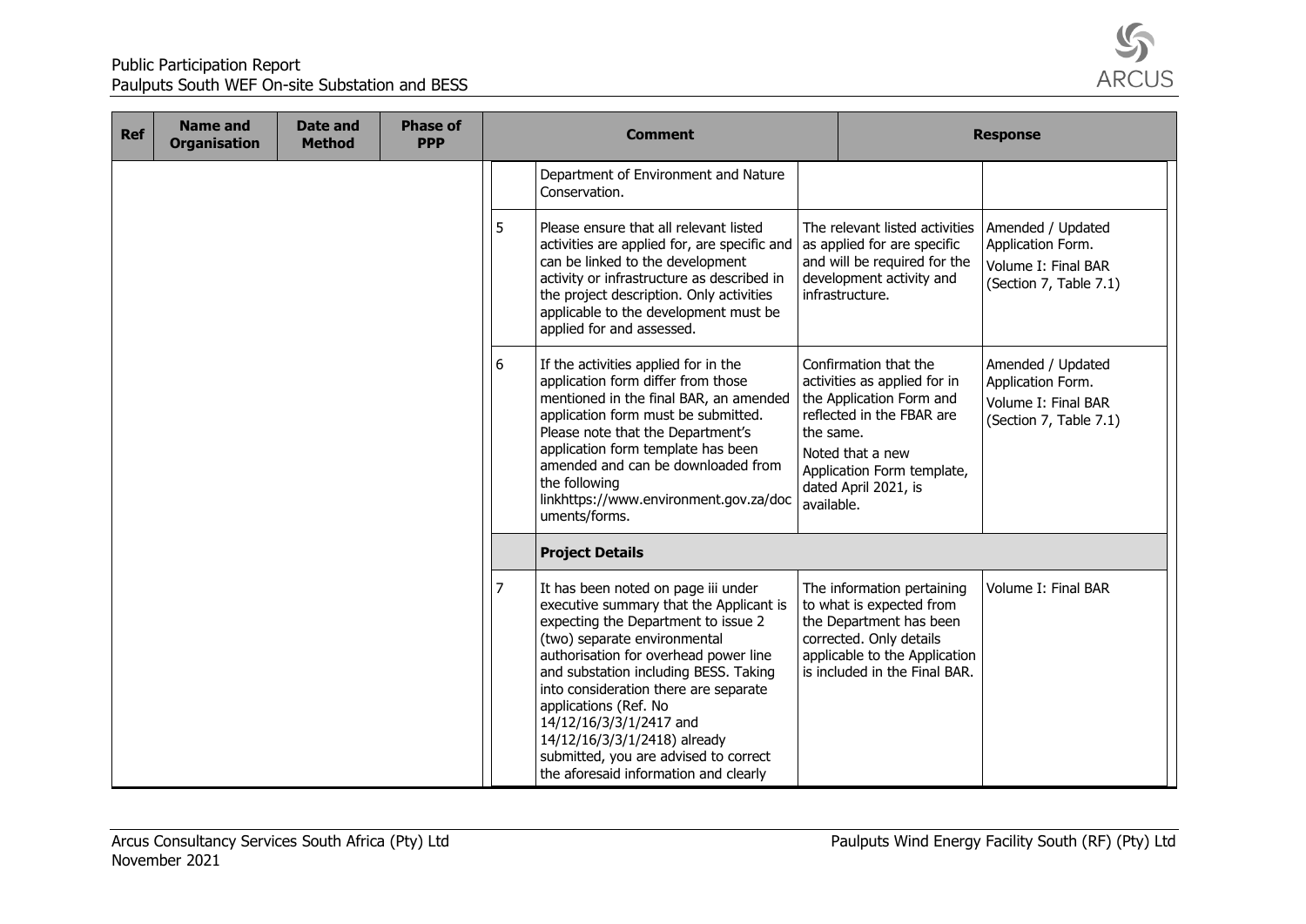| Ref | Name and Organisation | Date and Method | Phase of PPP | Comment | | Response | |
|---|---|---|---|---|---|---|---|
| | | | | | Department of Environment and Nature Conservation. | | |
| | | | | 5 | Please ensure that all relevant listed activities are applied for, are specific and can be linked to the development activity or infrastructure as described in the project description. Only activities applicable to the development must be applied for and assessed. | The relevant listed activities as applied for are specific and will be required for the development activity and infrastructure. | Amended / Updated Application Form. Volume I: Final BAR (Section 7, Table 7.1) |
| | | | | 6 | If the activities applied for in the application form differ from those mentioned in the final BAR, an amended application form must be submitted. Please note that the Department's application form template has been amended and can be downloaded from the following linkhttps://www.environment.gov.za/documents/forms. | Confirmation that the activities as applied for in the Application Form and reflected in the FBAR are the same. Noted that a new Application Form template, dated April 2021, is available. | Amended / Updated Application Form. Volume I: Final BAR (Section 7, Table 7.1) |
| | | | | | **Project Details** | | |
| | | | | 7 | It has been noted on page iii under executive summary that the Applicant is expecting the Department to issue 2 (two) separate environmental authorisation for overhead power line and substation including BESS. Taking into consideration there are separate applications (Ref. No 14/12/16/3/3/1/2417 and 14/12/16/3/3/1/2418) already submitted, you are advised to correct the aforesaid information and clearly | The information pertaining to what is expected from the Department has been corrected. Only details applicable to the Application is included in the Final BAR. | Volume I: Final BAR |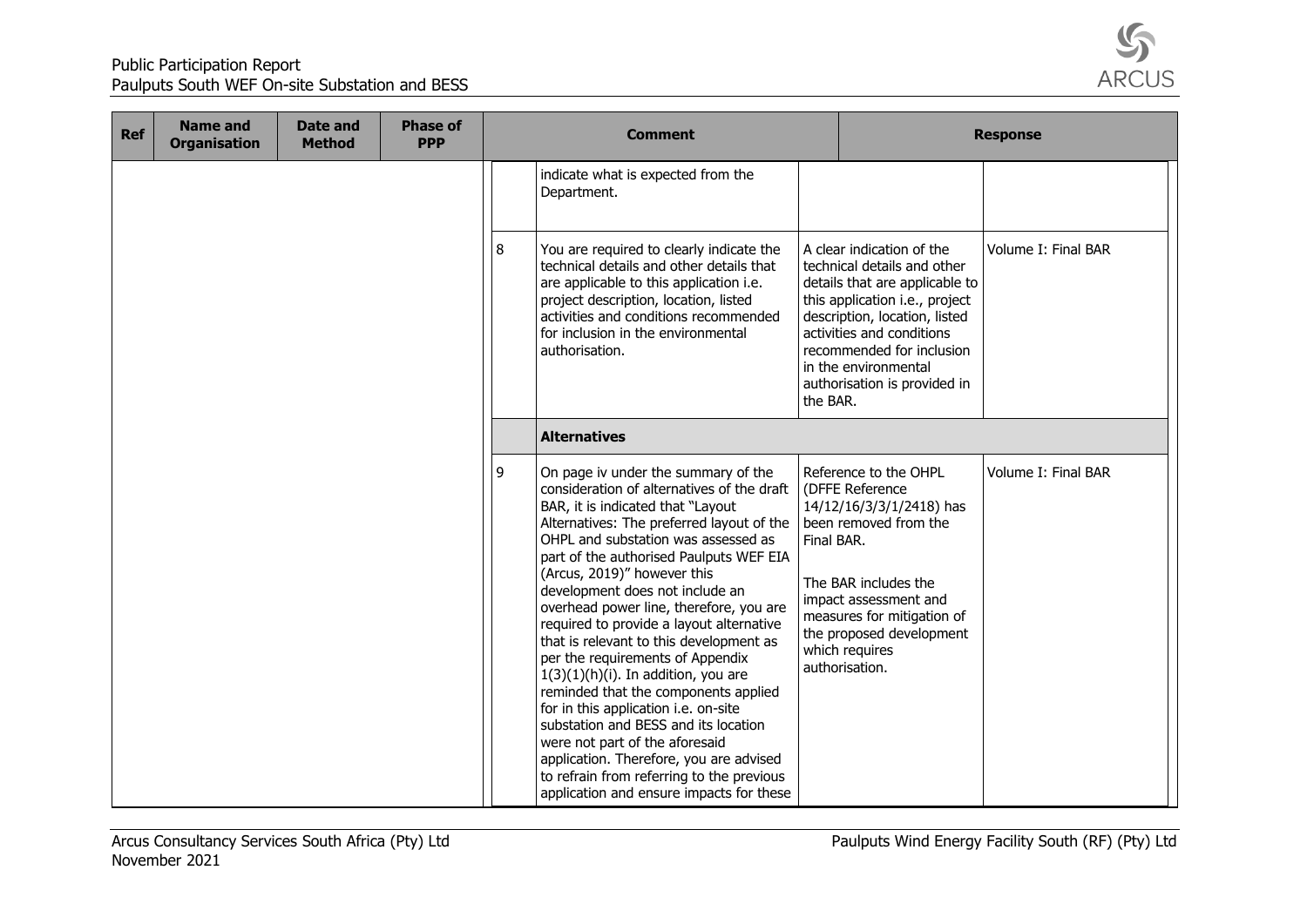| Ref | Name and Organisation | Date and Method | Phase of PPP | Comment | | Response | |
|---|---|---|---|---|---|---|---|
| | | | | | indicate what is expected from the Department. | | |
| | | | | 8 | You are required to clearly indicate the technical details and other details that are applicable to this application i.e. project description, location, listed activities and conditions recommended for inclusion in the environmental authorisation. | A clear indication of the technical details and other details that are applicable to this application i.e., project description, location, listed activities and conditions recommended for inclusion in the environmental authorisation is provided in the BAR. | Volume I: Final BAR |
| | | | | | **Alternatives** | | |
| | | | | 9 | On page iv under the summary of the consideration of alternatives of the draft BAR, it is indicated that "Layout Alternatives: The preferred layout of the OHPL and substation was assessed as part of the authorised Paulputs WEF EIA (Arcus, 2019)" however this development does not include an overhead power line, therefore, you are required to provide a layout alternative that is relevant to this development as per the requirements of Appendix 1(3)(1)(h)(i). In addition, you are reminded that the components applied for in this application i.e. on-site substation and BESS and its location were not part of the aforesaid application. Therefore, you are advised to refrain from referring to the previous application and ensure impacts for these | Reference to the OHPL (DFFE Reference 14/12/16/3/3/1/2418) has been removed from the Final BAR.<br><br>The BAR includes the impact assessment and measures for mitigation of the proposed development which requires authorisation. | Volume I: Final BAR |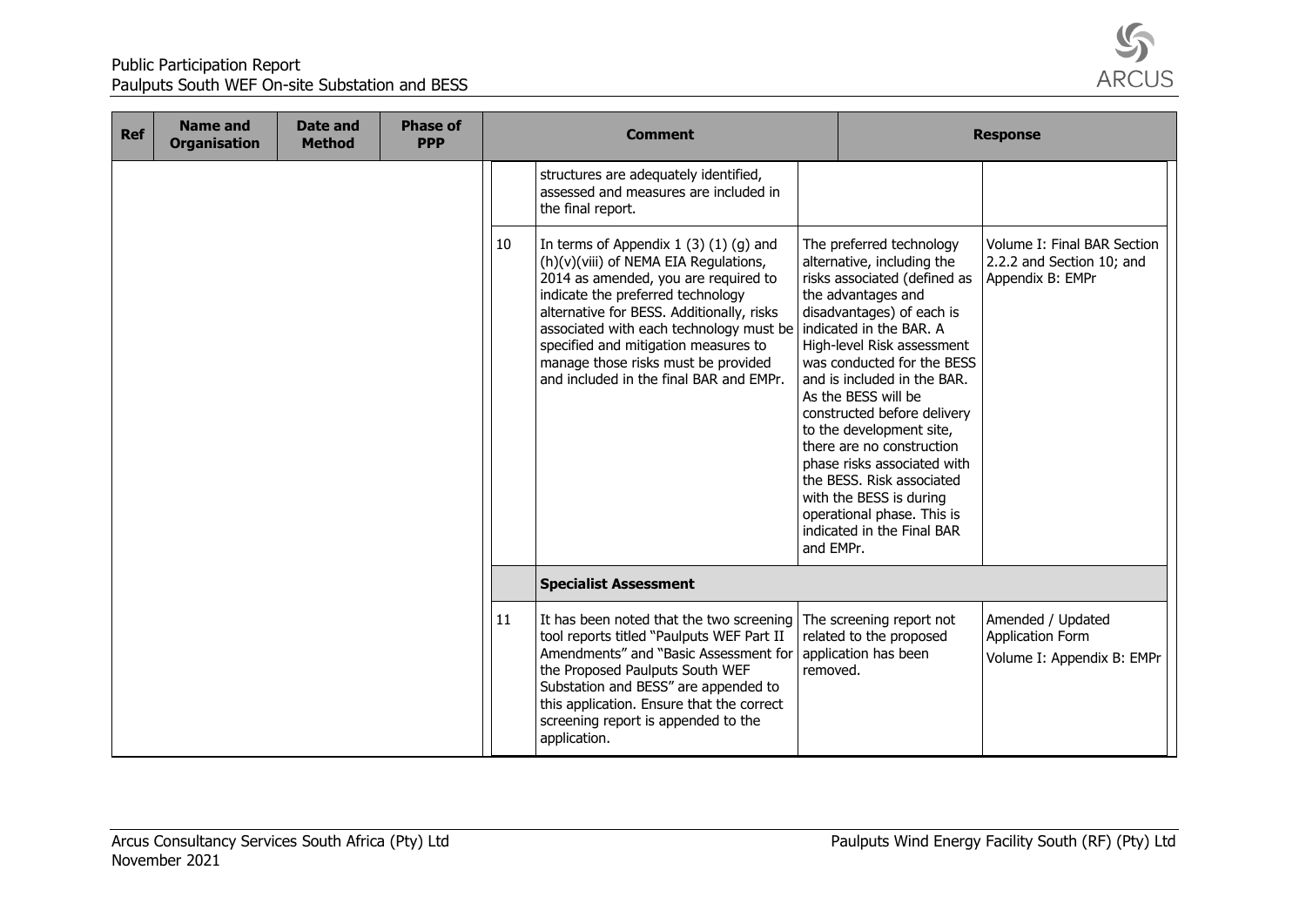| Ref | Name and Organisation | Date and Method | Phase of PPP | | Comment | Response | |
|---|---|---|---|---|---|---|---|
| | | | | | structures are adequately identified, assessed and measures are included in the final report. | | |
| | | | | 10 | In terms of Appendix 1 (3) (1) (g) and (h)(v)(viii) of NEMA EIA Regulations, 2014 as amended, you are required to indicate the preferred technology alternative for BESS. Additionally, risks associated with each technology must be specified and mitigation measures to manage those risks must be provided and included in the final BAR and EMPr. | The preferred technology alternative, including the risks associated (defined as the advantages and disadvantages) of each is indicated in the BAR. A High-level Risk assessment was conducted for the BESS and is included in the BAR. As the BESS will be constructed before delivery to the development site, there are no construction phase risks associated with the BESS. Risk associated with the BESS is during operational phase. This is indicated in the Final BAR and EMPr. | Volume I: Final BAR Section 2.2.2 and Section 10; and Appendix B: EMPr |
| | | | | | **Specialist Assessment** | | |
| | | | | 11 | It has been noted that the two screening tool reports titled "Paulputs WEF Part II Amendments" and "Basic Assessment for the Proposed Paulputs South WEF Substation and BESS" are appended to this application. Ensure that the correct screening report is appended to the application. | The screening report not related to the proposed application has been removed. | Amended / Updated Application Form<br>Volume I: Appendix B: EMPr |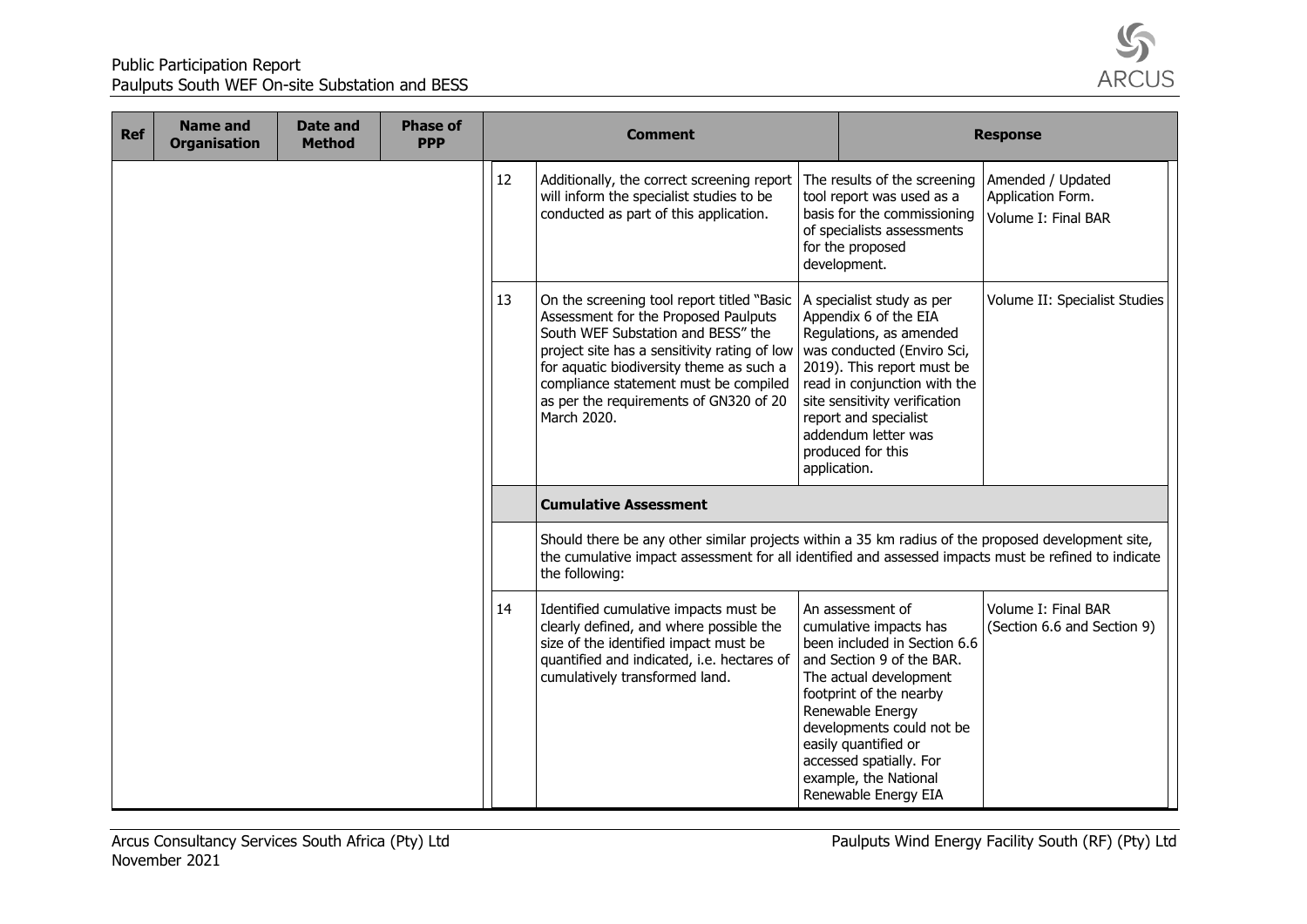| Ref | Name and Organisation | Date and Method | Phase of PPP | Comment | | Response | |
|---|---|---|---|---|---|---|---|
| | | | | 12 | Additionally, the correct screening report will inform the specialist studies to be conducted as part of this application. | The results of the screening tool report was used as a basis for the commissioning of specialists assessments for the proposed development. | Amended / Updated Application Form. Volume I: Final BAR |
| | | | | 13 | On the screening tool report titled "Basic Assessment for the Proposed Paulputs South WEF Substation and BESS" the project site has a sensitivity rating of low for aquatic biodiversity theme as such a compliance statement must be compiled as per the requirements of GN320 of 20 March 2020. | A specialist study as per Appendix 6 of the EIA Regulations, as amended was conducted (Enviro Sci, 2019). This report must be read in conjunction with the site sensitivity verification report and specialist addendum letter was produced for this application. | Volume II: Specialist Studies |
| | | | | | **Cumulative Assessment** | | |
| | | | | | Should there be any other similar projects within a 35 km radius of the proposed development site, the cumulative impact assessment for all identified and assessed impacts must be refined to indicate the following: | | |
| | | | | 14 | Identified cumulative impacts must be clearly defined, and where possible the size of the identified impact must be quantified and indicated, i.e. hectares of cumulatively transformed land. | An assessment of cumulative impacts has been included in Section 6.6 and Section 9 of the BAR. The actual development footprint of the nearby Renewable Energy developments could not be easily quantified or accessed spatially. For example, the National Renewable Energy EIA | Volume I: Final BAR (Section 6.6 and Section 9) |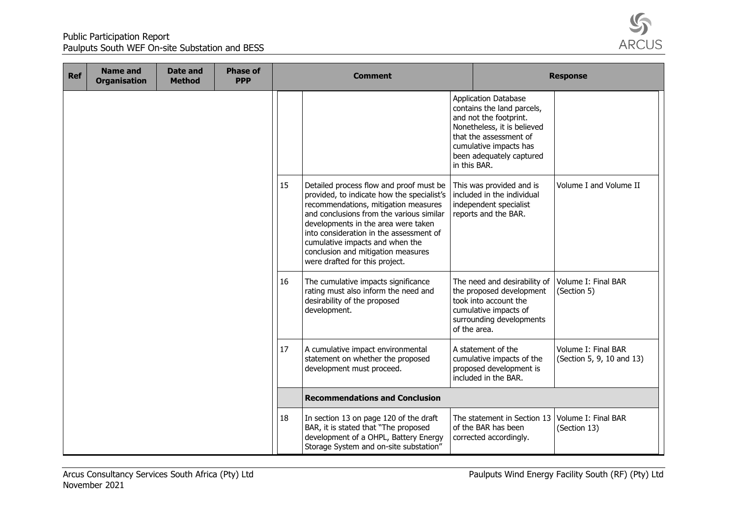| Ref | Name and Organisation | Date and Method | Phase of PPP | Comment | | Response | |
|---|---|---|---|---|---|---|---|
| | | | | | | Application Database contains the land parcels, and not the footprint. Nonetheless, it is believed that the assessment of cumulative impacts has been adequately captured in this BAR. | |
| | | | | 15 | Detailed process flow and proof must be provided, to indicate how the specialist's recommendations, mitigation measures and conclusions from the various similar developments in the area were taken into consideration in the assessment of cumulative impacts and when the conclusion and mitigation measures were drafted for this project. | This was provided and is included in the individual independent specialist reports and the BAR. | Volume I and Volume II |
| | | | | 16 | The cumulative impacts significance rating must also inform the need and desirability of the proposed development. | The need and desirability of the proposed development took into account the cumulative impacts of surrounding developments of the area. | Volume I: Final BAR (Section 5) |
| | | | | 17 | A cumulative impact environmental statement on whether the proposed development must proceed. | A statement of the cumulative impacts of the proposed development is included in the BAR. | Volume I: Final BAR (Section 5, 9, 10 and 13) |
| | | | | | **Recommendations and Conclusion** | | |
| | | | | 18 | In section 13 on page 120 of the draft BAR, it is stated that "The proposed development of a OHPL, Battery Energy Storage System and on-site substation" | The statement in Section 13 of the BAR has been corrected accordingly. | Volume I: Final BAR (Section 13) |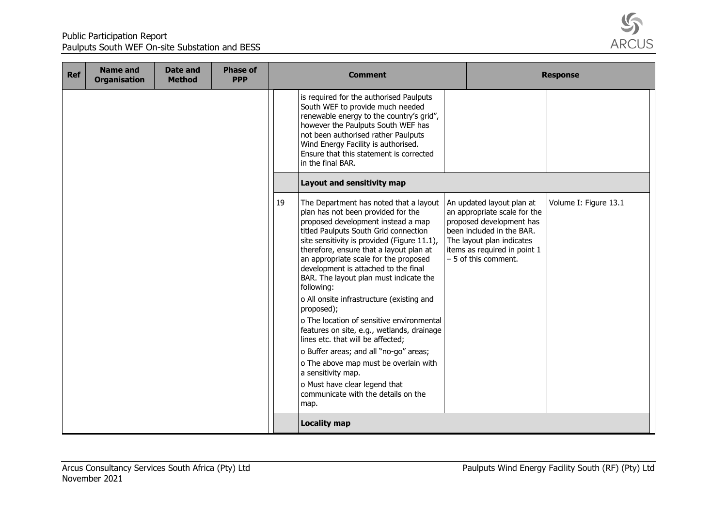| Ref | Name and Organisation | Date and Method | Phase of PPP | Comment | | Response | |
|---|---|---|---|---|---|---|---|
| | | | | | is required for the authorised Paulputs South WEF to provide much needed renewable energy to the country's grid", however the Paulputs South WEF has not been authorised rather Paulputs Wind Energy Facility is authorised. Ensure that this statement is corrected in the final BAR. | | |
| | | | | | **Layout and sensitivity map** | | |
| | | | | 19 | The Department has noted that a layout plan has not been provided for the proposed development instead a map titled Paulputs South Grid connection site sensitivity is provided (Figure 11.1), therefore, ensure that a layout plan at an appropriate scale for the proposed development is attached to the final BAR. The layout plan must indicate the following:<br>o All onsite infrastructure (existing and proposed);<br>o The location of sensitive environmental features on site, e.g., wetlands, drainage lines etc. that will be affected;<br>o Buffer areas; and all "no-go" areas;<br>o The above map must be overlain with a sensitivity map.<br>o Must have clear legend that communicate with the details on the map. | An updated layout plan at an appropriate scale for the proposed development has been included in the BAR. The layout plan indicates items as required in point 1 – 5 of this comment. | Volume I: Figure 13.1 |
| | | | | | **Locality map** | | |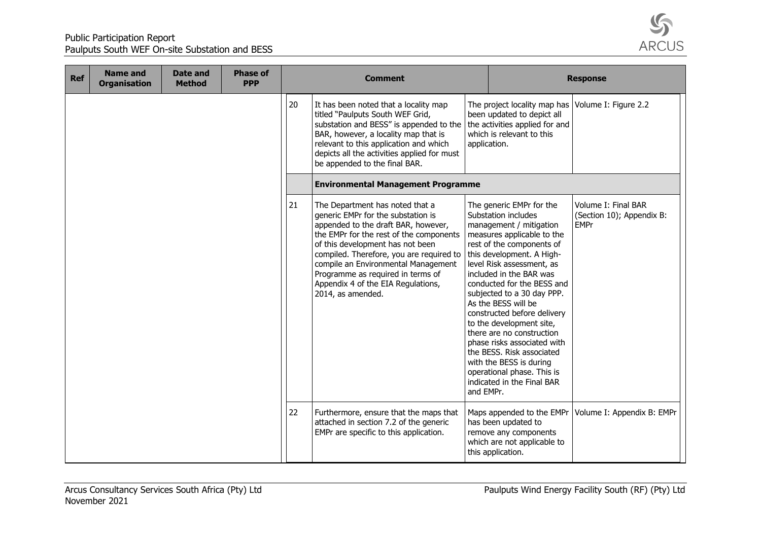| Ref | Name and Organisation | Date and Method | Phase of PPP | | Comment | Response | |
|---|---|---|---|---|---|---|---|
| | | | | 20 | It has been noted that a locality map titled "Paulputs South WEF Grid, substation and BESS" is appended to the BAR, however, a locality map that is relevant to this application and which depicts all the activities applied for must be appended to the final BAR. | The project locality map has been updated to depict all the activities applied for and which is relevant to this application. | Volume I: Figure 2.2 |
| | | | | | **Environmental Management Programme** | | |
| | | | | 21 | The Department has noted that a generic EMPr for the substation is appended to the draft BAR, however, the EMPr for the rest of the components of this development has not been compiled. Therefore, you are required to compile an Environmental Management Programme as required in terms of Appendix 4 of the EIA Regulations, 2014, as amended. | The generic EMPr for the Substation includes management / mitigation measures applicable to the rest of the components of this development. A High-level Risk assessment, as included in the BAR was conducted for the BESS and subjected to a 30 day PPP. As the BESS will be constructed before delivery to the development site, there are no construction phase risks associated with the BESS. Risk associated with the BESS is during operational phase. This is indicated in the Final BAR and EMPr. | Volume I: Final BAR (Section 10); Appendix B: EMPr |
| | | | | 22 | Furthermore, ensure that the maps that attached in section 7.2 of the generic EMPr are specific to this application. | Maps appended to the EMPr has been updated to remove any components which are not applicable to this application. | Volume I: Appendix B: EMPr |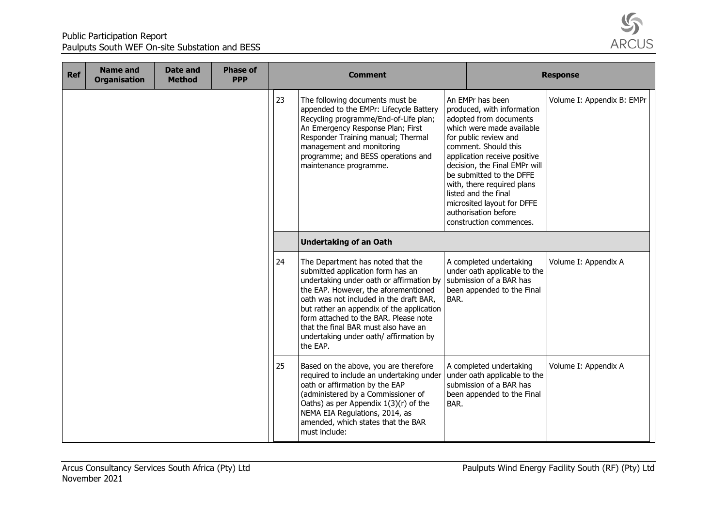| Ref | Name and Organisation | Date and Method | Phase of PPP | Comment | | Response | |
|---|---|---|---|---|---|---|---|
| | | | | 23 | The following documents must be appended to the EMPr: Lifecycle Battery Recycling programme/End-of-Life plan; An Emergency Response Plan; First Responder Training manual; Thermal management and monitoring programme; and BESS operations and maintenance programme. | An EMPr has been produced, with information adopted from documents which were made available for public review and comment. Should this application receive positive decision, the Final EMPr will be submitted to the DFFE with, there required plans listed and the final microsited layout for DFFE authorisation before construction commences. | Volume I: Appendix B: EMPr |
| | | | | | **Undertaking of an Oath** | | |
| | | | | 24 | The Department has noted that the submitted application form has an undertaking under oath or affirmation by the EAP. However, the aforementioned oath was not included in the draft BAR, but rather an appendix of the application form attached to the BAR. Please note that the final BAR must also have an undertaking under oath/ affirmation by the EAP. | A completed undertaking under oath applicable to the submission of a BAR has been appended to the Final BAR. | Volume I: Appendix A |
| | | | | 25 | Based on the above, you are therefore required to include an undertaking under oath or affirmation by the EAP (administered by a Commissioner of Oaths) as per Appendix 1(3)(r) of the NEMA EIA Regulations, 2014, as amended, which states that the BAR must include: | A completed undertaking under oath applicable to the submission of a BAR has been appended to the Final BAR. | Volume I: Appendix A |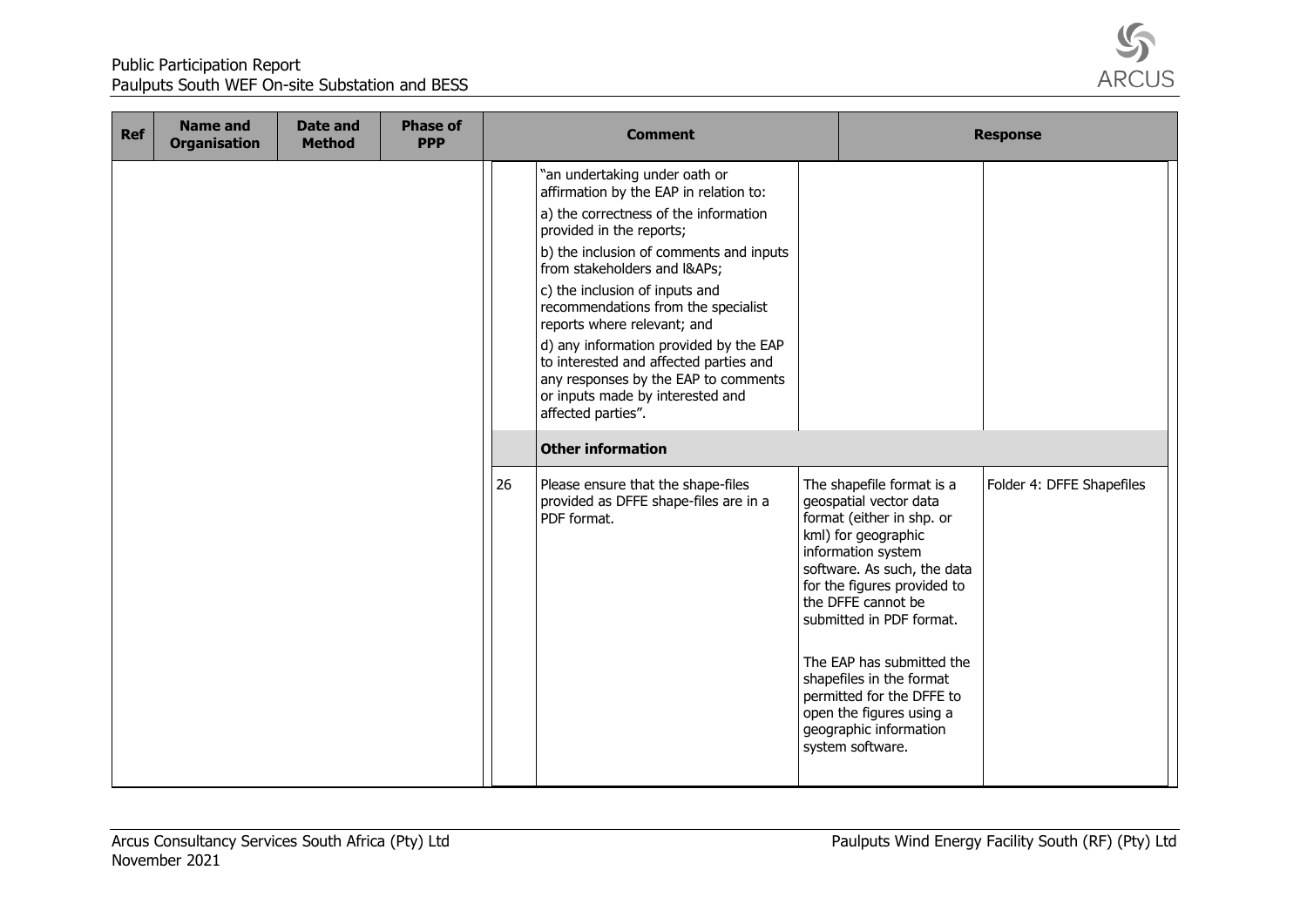| Ref | Name and Organisation | Date and Method | Phase of PPP | Comment | | Response | |
|---|---|---|---|---|---|---|---|
| | | | | | "an undertaking under oath or affirmation by the EAP in relation to:<br><br>a) the correctness of the information provided in the reports;<br><br>b) the inclusion of comments and inputs from stakeholders and I&APs;<br><br>c) the inclusion of inputs and recommendations from the specialist reports where relevant; and<br><br>d) any information provided by the EAP to interested and affected parties and any responses by the EAP to comments or inputs made by interested and affected parties". | | |
| | | | | | **Other information** | | |
| | | | | 26 | Please ensure that the shape-files provided as DFFE shape-files are in a PDF format. | The shapefile format is a geospatial vector data format (either in shp. or kml) for geographic information system software. As such, the data for the figures provided to the DFFE cannot be submitted in PDF format.<br><br>The EAP has submitted the shapefiles in the format permitted for the DFFE to open the figures using a geographic information system software. | Folder 4: DFFE Shapefiles |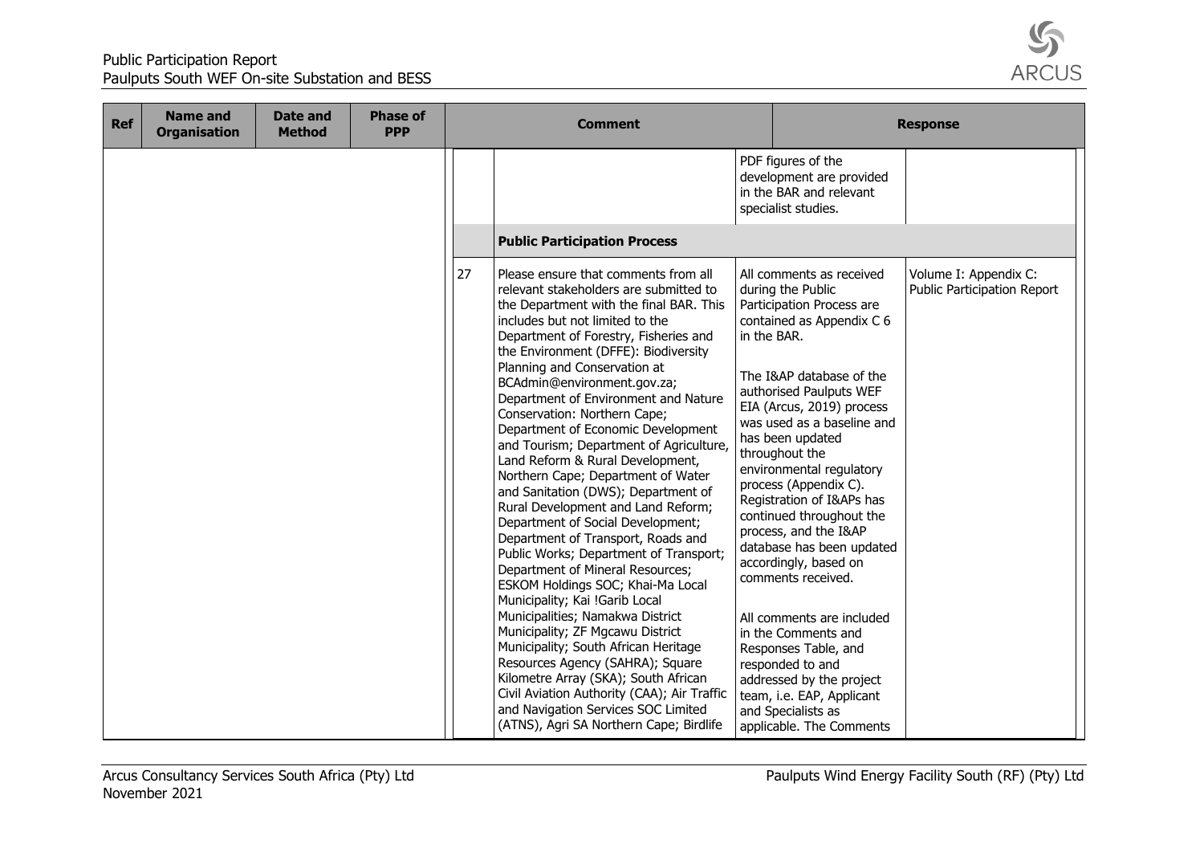| Ref | Name and Organisation | Date and Method | Phase of PPP | | Comment | Response | |
|---|---|---|---|---|---|---|---|
| | | | | | | PDF figures of the development are provided in the BAR and relevant specialist studies. | |
| | | | | | **Public Participation Process** | | |
| | | | | 27 | Please ensure that comments from all relevant stakeholders are submitted to the Department with the final BAR. This includes but not limited to the Department of Forestry, Fisheries and the Environment (DFFE): Biodiversity Planning and Conservation at BCAdmin@environment.gov.za; Department of Environment and Nature Conservation: Northern Cape; Department of Economic Development and Tourism; Department of Agriculture, Land Reform & Rural Development, Northern Cape; Department of Water and Sanitation (DWS); Department of Rural Development and Land Reform; Department of Social Development; Department of Transport, Roads and Public Works; Department of Transport; Department of Mineral Resources; ESKOM Holdings SOC; Khai-Ma Local Municipality; Kai !Garib Local Municipalities; Namakwa District Municipality; ZF Mgcawu District Municipality; South African Heritage Resources Agency (SAHRA); Square Kilometre Array (SKA); South African Civil Aviation Authority (CAA); Air Traffic and Navigation Services SOC Limited (ATNS), Agri SA Northern Cape; Birdlife | All comments as received during the Public Participation Process are contained as Appendix C 6 in the BAR.<br><br>The I&AP database of the authorised Paulputs WEF EIA (Arcus, 2019) process was used as a baseline and has been updated throughout the environmental regulatory process (Appendix C). Registration of I&APs has continued throughout the process, and the I&AP database has been updated accordingly, based on comments received.<br><br>All comments are included in the Comments and Responses Table, and responded to and addressed by the project team, i.e. EAP, Applicant and Specialists as applicable. The Comments | Volume I: Appendix C: Public Participation Report |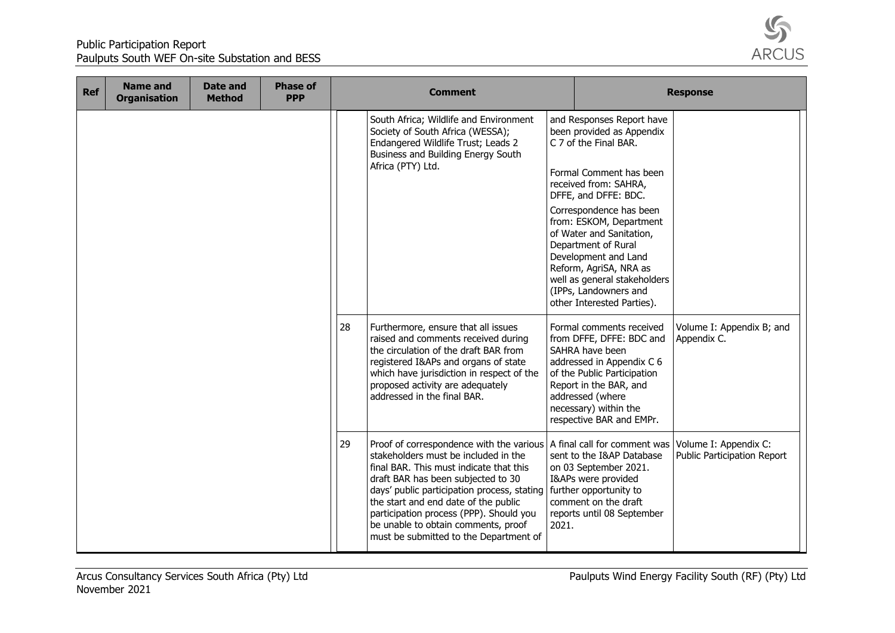| Ref | Name and Organisation | Date and Method | Phase of PPP | Comment | | | |
|---|---|---|---|---|---|---|---|
| | | | | | South Africa; Wildlife and Environment Society of South Africa (WESSA); Endangered Wildlife Trust; Leads 2 Business and Building Energy South Africa (PTY) Ltd. | and Responses Report have been provided as Appendix C 7 of the Final BAR.<br><br>Formal Comment has been received from: SAHRA, DFFE, and DFFE: BDC.<br><br>Correspondence has been from: ESKOM, Department of Water and Sanitation, Department of Rural Development and Land Reform, AgriSA, NRA as well as general stakeholders (IPPs, Landowners and other Interested Parties). | |
| | | | | 28 | Furthermore, ensure that all issues raised and comments received during the circulation of the draft BAR from registered I&APs and organs of state which have jurisdiction in respect of the proposed activity are adequately addressed in the final BAR. | Formal comments received from DFFE, DFFE: BDC and SAHRA have been addressed in Appendix C 6 of the Public Participation Report in the BAR, and addressed (where necessary) within the respective BAR and EMPr. | Volume I: Appendix B; and Appendix C. |
| | | | | 29 | Proof of correspondence with the various stakeholders must be included in the final BAR. This must indicate that this draft BAR has been subjected to 30 days' public participation process, stating the start and end date of the public participation process (PPP). Should you be unable to obtain comments, proof must be submitted to the Department of | A final call for comment was sent to the I&AP Database on 03 September 2021. I&APs were provided further opportunity to comment on the draft reports until 08 September 2021. | Volume I: Appendix C: Public Participation Report |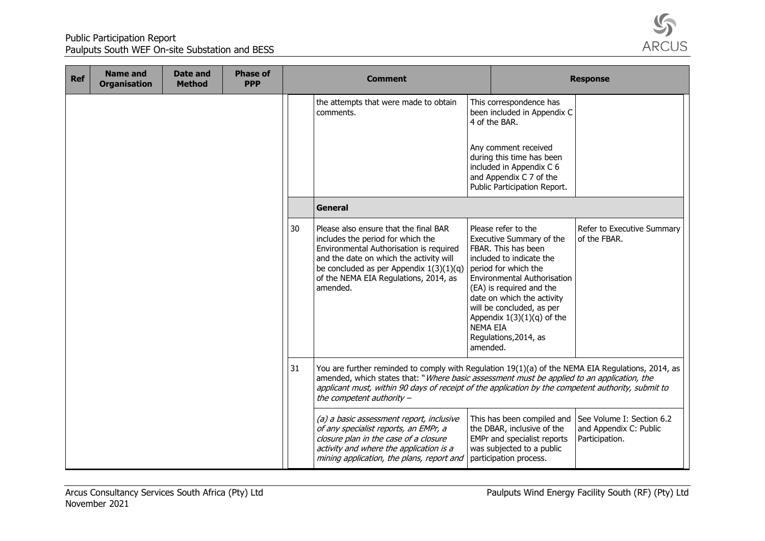| Ref | Name and Organisation | Date and Method | Phase of PPP | | Comment | Response | |
|---|---|---|---|---|---|---|---|
| | | | | | the attempts that were made to obtain comments. | This correspondence has been included in Appendix C 4 of the BAR.<br><br>Any comment received during this time has been included in Appendix C 6 and Appendix C 7 of the Public Participation Report. | |
| | | | | | **General** | | |
| | | | | 30 | Please also ensure that the final BAR includes the period for which the Environmental Authorisation is required and the date on which the activity will be concluded as per Appendix 1(3)(1)(q) of the NEMA EIA Regulations, 2014, as amended. | Please refer to the Executive Summary of the FBAR. This has been included to indicate the period for which the Environmental Authorisation (EA) is required and the date on which the activity will be concluded, as per Appendix 1(3)(1)(q) of the NEMA EIA Regulations,2014, as amended. | Refer to Executive Summary of the FBAR. |
| | | | | 31 | You are further reminded to comply with Regulation 19(1)(a) of the NEMA EIA Regulations, 2014, as amended, which states that: "*Where basic assessment must be applied to an application, the applicant must, within 90 days of receipt of the application by the competent authority, submit to the competent authority –* | | |
| | | | | | *(a) a basic assessment report, inclusive of any specialist reports, an EMPr, a closure plan in the case of a closure activity and where the application is a mining application, the plans, report and* | This has been compiled and the DBAR, inclusive of the EMPr and specialist reports was subjected to a public participation process. | See Volume I: Section 6.2 and Appendix C: Public Participation. |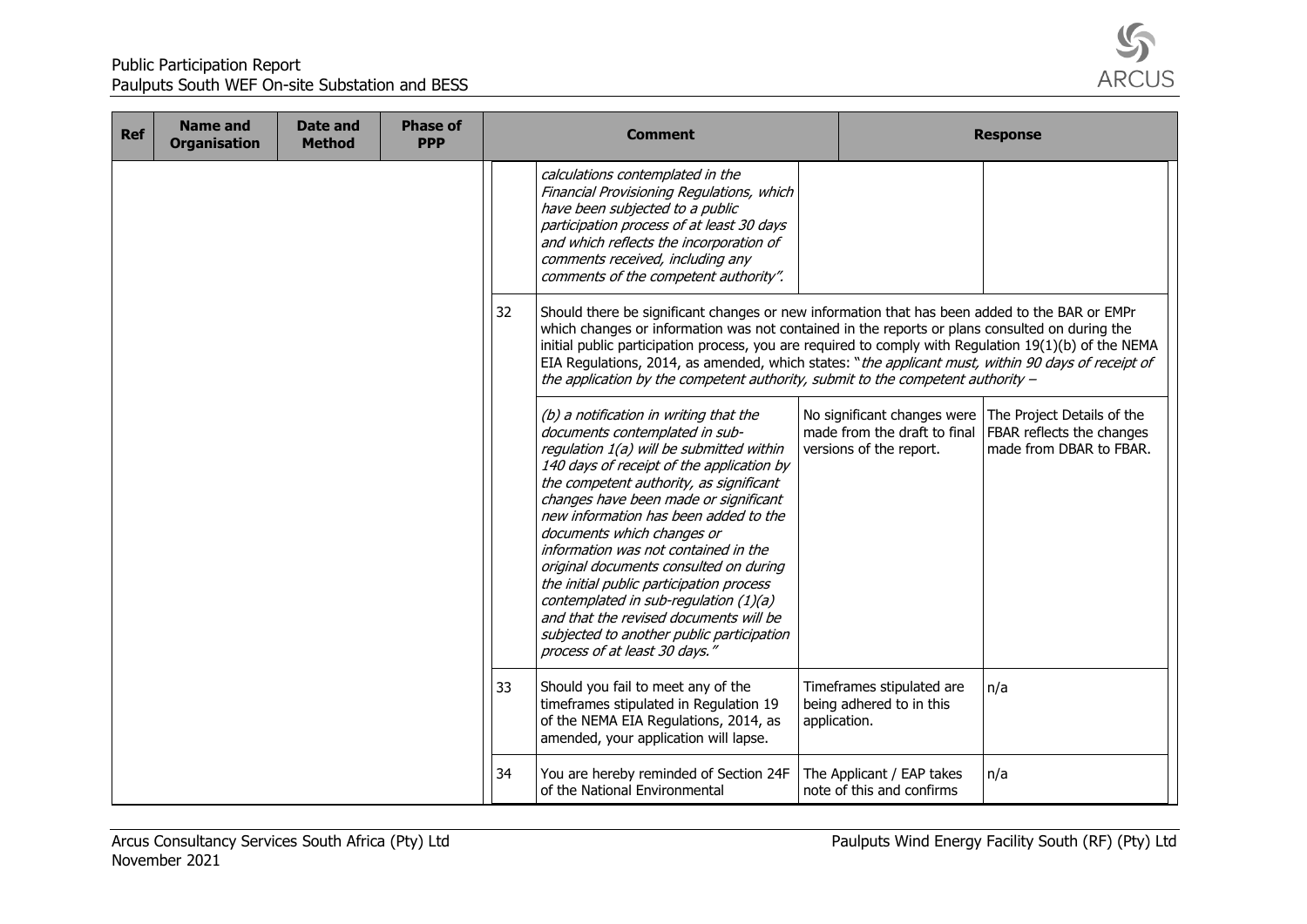| Ref | Name and Organisation | Date and Method | Phase of PPP | Comment | | Response | |
|---|---|---|---|---|---|---|---|
| | | | | | *calculations contemplated in the Financial Provisioning Regulations, which have been subjected to a public participation process of at least 30 days and which reflects the incorporation of comments received, including any comments of the competent authority".* | | |
| | | | | 32 | Should there be significant changes or new information that has been added to the BAR or EMPr which changes or information was not contained in the reports or plans consulted on during the initial public participation process, you are required to comply with Regulation 19(1)(b) of the NEMA EIA Regulations, 2014, as amended, which states: "*the applicant must, within 90 days of receipt of the application by the competent authority, submit to the competent authority –* | | |
| | | | | | *(b) a notification in writing that the documents contemplated in sub-regulation 1(a) will be submitted within 140 days of receipt of the application by the competent authority, as significant changes have been made or significant new information has been added to the documents which changes or information was not contained in the original documents consulted on during the initial public participation process contemplated in sub-regulation (1)(a) and that the revised documents will be subjected to another public participation process of at least 30 days."* | No significant changes were made from the draft to final versions of the report. | The Project Details of the FBAR reflects the changes made from DBAR to FBAR. |
| | | | | 33 | Should you fail to meet any of the timeframes stipulated in Regulation 19 of the NEMA EIA Regulations, 2014, as amended, your application will lapse. | Timeframes stipulated are being adhered to in this application. | n/a |
| | | | | 34 | You are hereby reminded of Section 24F of the National Environmental | The Applicant / EAP takes note of this and confirms | n/a |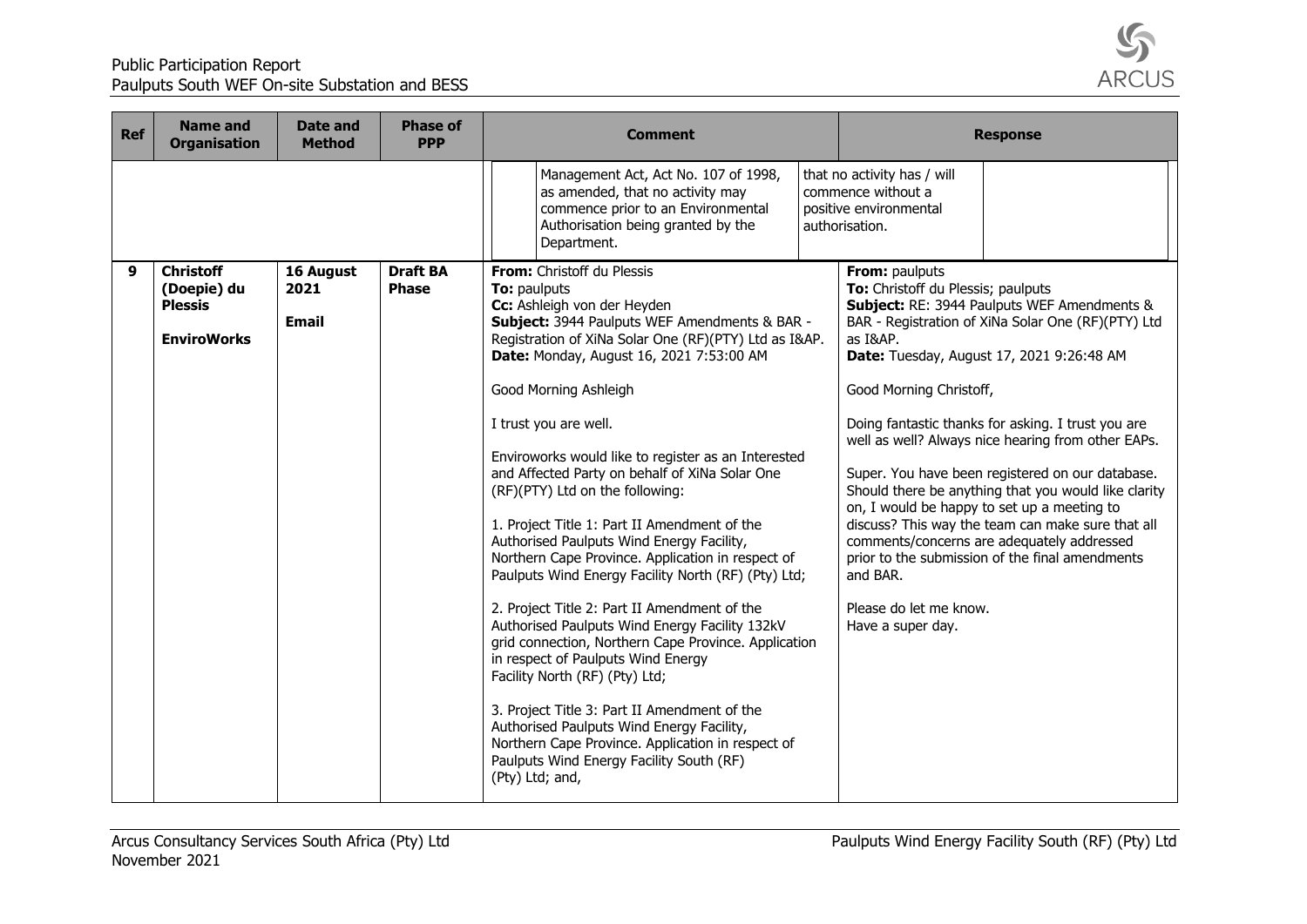| Ref | Name and Organisation | Date and Method | Phase of PPP | Comment | Response |
|---|---|---|---|---|---|
| | | | | Management Act, Act No. 107 of 1998, as amended, that no activity may commence prior to an Environmental Authorisation being granted by the Department. | that no activity has / will commence without a positive environmental authorisation. |
| 9 | **Christoff (Doepie) du Plessis** **EnviroWorks** | **16 August 2021** **Email** | **Draft BA Phase** | **From:** Christoff du Plessis<br>**To:** paulputs<br>**Cc:** Ashleigh von der Heyden<br>**Subject:** 3944 Paulputs WEF Amendments & BAR - Registration of XiNa Solar One (RF)(PTY) Ltd as I&AP.<br>**Date:** Monday, August 16, 2021 7:53:00 AM<br><br>Good Morning Ashleigh<br><br>I trust you are well.<br><br>Enviroworks would like to register as an Interested and Affected Party on behalf of XiNa Solar One (RF)(PTY) Ltd on the following:<br><br>1. Project Title 1: Part II Amendment of the Authorised Paulputs Wind Energy Facility, Northern Cape Province. Application in respect of Paulputs Wind Energy Facility North (RF) (Pty) Ltd;<br><br>2. Project Title 2: Part II Amendment of the Authorised Paulputs Wind Energy Facility 132kV grid connection, Northern Cape Province. Application in respect of Paulputs Wind Energy Facility North (RF) (Pty) Ltd;<br><br>3. Project Title 3: Part II Amendment of the Authorised Paulputs Wind Energy Facility, Northern Cape Province. Application in respect of Paulputs Wind Energy Facility South (RF) (Pty) Ltd; and, | **From:** paulputs<br>**To:** Christoff du Plessis; paulputs<br>**Subject:** RE: 3944 Paulputs WEF Amendments & BAR - Registration of XiNa Solar One (RF)(PTY) Ltd as I&AP.<br>**Date:** Tuesday, August 17, 2021 9:26:48 AM<br><br>Good Morning Christoff,<br><br>Doing fantastic thanks for asking. I trust you are well as well? Always nice hearing from other EAPs.<br><br>Super. You have been registered on our database. Should there be anything that you would like clarity on, I would be happy to set up a meeting to discuss? This way the team can make sure that all comments/concerns are adequately addressed prior to the submission of the final amendments and BAR.<br><br>Please do let me know.<br>Have a super day. |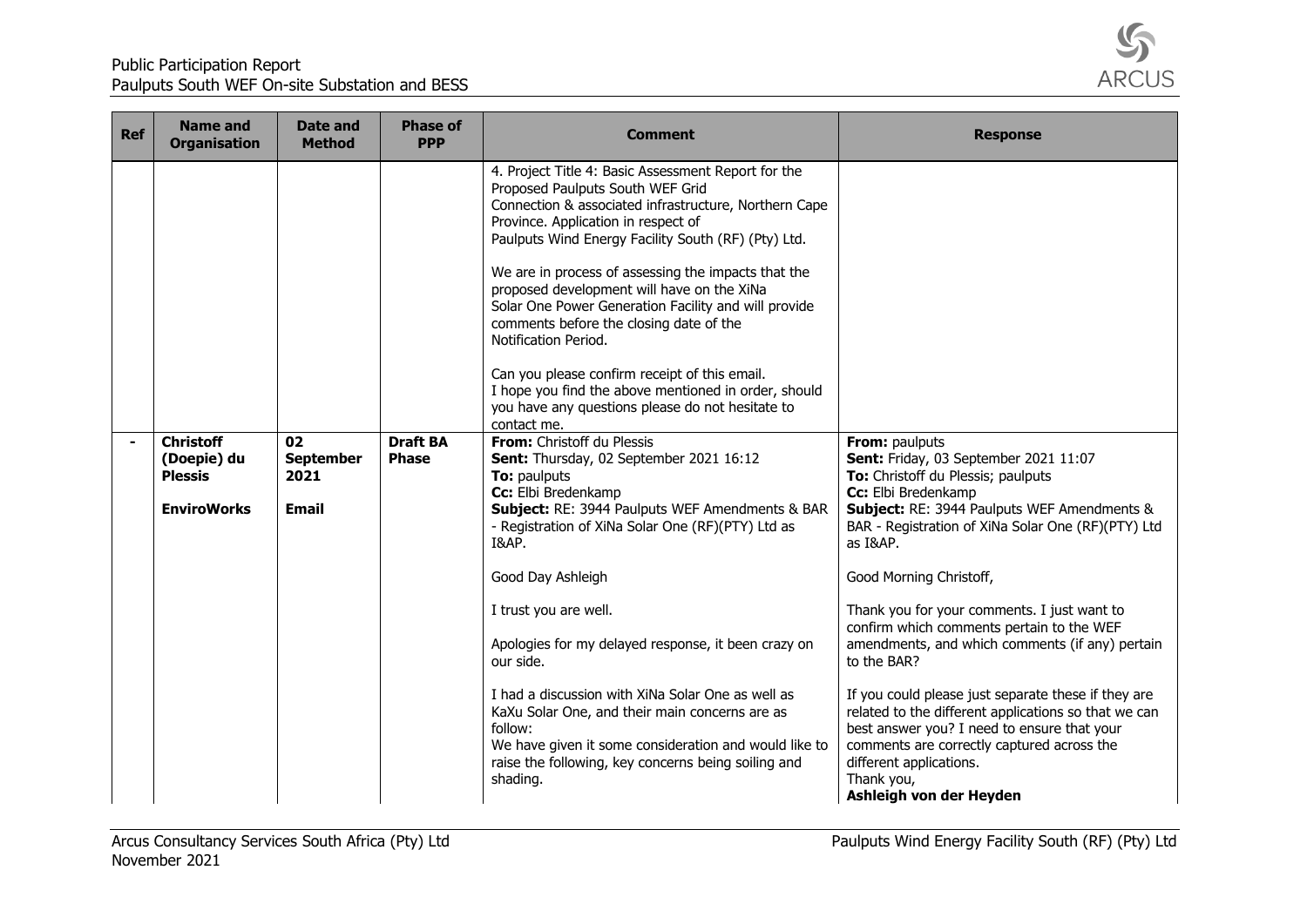| Ref | Name and Organisation | Date and Method | Phase of PPP | Comment | Response |
|---|---|---|---|---|---|
| | | | | 4. Project Title 4: Basic Assessment Report for the Proposed Paulputs South WEF Grid Connection & associated infrastructure, Northern Cape Province. Application in respect of Paulputs Wind Energy Facility South (RF) (Pty) Ltd.<br><br>We are in process of assessing the impacts that the proposed development will have on the XiNa Solar One Power Generation Facility and will provide comments before the closing date of the Notification Period.<br><br>Can you please confirm receipt of this email.<br>I hope you find the above mentioned in order, should you have any questions please do not hesitate to contact me. | |
| - | **Christoff (Doepie) du Plessis**<br><br>**EnviroWorks** | **02 September 2021**<br><br>**Email** | **Draft BA Phase** | **From:** Christoff du Plessis<br>**Sent:** Thursday, 02 September 2021 16:12<br>**To:** paulputs<br>**Cc:** Elbi Bredenkamp<br>**Subject:** RE: 3944 Paulputs WEF Amendments & BAR - Registration of XiNa Solar One (RF)(PTY) Ltd as I&AP.<br><br>Good Day Ashleigh<br><br>I trust you are well.<br><br>Apologies for my delayed response, it been crazy on our side.<br><br>I had a discussion with XiNa Solar One as well as KaXu Solar One, and their main concerns are as follow:<br>We have given it some consideration and would like to raise the following, key concerns being soiling and shading. | **From:** paulputs<br>**Sent:** Friday, 03 September 2021 11:07<br>**To:** Christoff du Plessis; paulputs<br>**Cc:** Elbi Bredenkamp<br>**Subject:** RE: 3944 Paulputs WEF Amendments & BAR - Registration of XiNa Solar One (RF)(PTY) Ltd as I&AP.<br><br>Good Morning Christoff,<br><br>Thank you for your comments. I just want to confirm which comments pertain to the WEF amendments, and which comments (if any) pertain to the BAR?<br><br>If you could please just separate these if they are related to the different applications so that we can best answer you? I need to ensure that your comments are correctly captured across the different applications.<br>Thank you,<br>**Ashleigh von der Heyden** |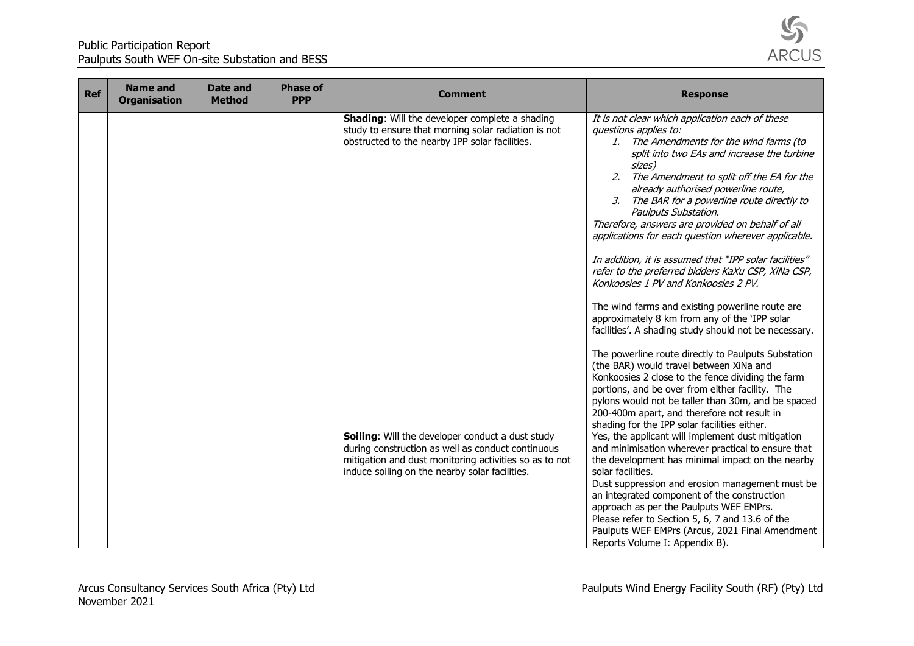| Ref | Name and Organisation | Date and Method | Phase of PPP | Comment | Response |
|---|---|---|---|---|---|
| | | | | **Shading**: Will the developer complete a shading study to ensure that morning solar radiation is not obstructed to the nearby IPP solar facilities. | *It is not clear which application each of these questions applies to:*<br>*1. The Amendments for the wind farms (to split into two EAs and increase the turbine sizes)*<br>*2. The Amendment to split off the EA for the already authorised powerline route,*<br>*3. The BAR for a powerline route directly to Paulputs Substation.*<br>*Therefore, answers are provided on behalf of all applications for each question wherever applicable.*<br><br>*In addition, it is assumed that "IPP solar facilities" refer to the preferred bidders KaXu CSP, XiNa CSP, Konkoosies 1 PV and Konkoosies 2 PV.*<br><br>The wind farms and existing powerline route are approximately 8 km from any of the 'IPP solar facilities'. A shading study should not be necessary.<br><br>The powerline route directly to Paulputs Substation (the BAR) would travel between XiNa and Konkoosies 2 close to the fence dividing the farm portions, and be over from either facility. The pylons would not be taller than 30m, and be spaced 200-400m apart, and therefore not result in shading for the IPP solar facilities either. |
| | | | | **Soiling**: Will the developer conduct a dust study during construction as well as conduct continuous mitigation and dust monitoring activities so as to not induce soiling on the nearby solar facilities. | Yes, the applicant will implement dust mitigation and minimisation wherever practical to ensure that the development has minimal impact on the nearby solar facilities.<br>Dust suppression and erosion management must be an integrated component of the construction approach as per the Paulputs WEF EMPrs.<br>Please refer to Section 5, 6, 7 and 13.6 of the Paulputs WEF EMPrs (Arcus, 2021 Final Amendment Reports Volume I: Appendix B). |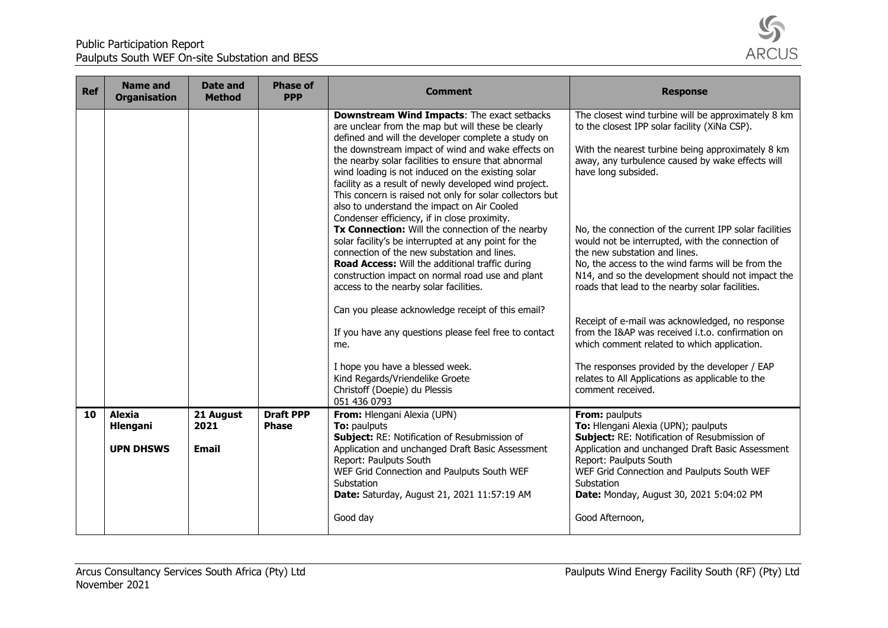| Ref | Name and Organisation | Date and Method | Phase of PPP | Comment | Response |
|---|---|---|---|---|---|
| | | | | **Downstream Wind Impacts**: The exact setbacks are unclear from the map but will these be clearly defined and will the developer complete a study on the downstream impact of wind and wake effects on the nearby solar facilities to ensure that abnormal wind loading is not induced on the existing solar facility as a result of newly developed wind project. This concern is raised not only for solar collectors but also to understand the impact on Air Cooled Condenser efficiency, if in close proximity.<br>**Tx Connection:** Will the connection of the nearby solar facility's be interrupted at any point for the connection of the new substation and lines.<br>**Road Access:** Will the additional traffic during construction impact on normal road use and plant access to the nearby solar facilities.<br><br>Can you please acknowledge receipt of this email?<br><br>If you have any questions please feel free to contact me.<br><br>I hope you have a blessed week.<br>Kind Regards/Vriendelike Groete<br>Christoff (Doepie) du Plessis<br>051 436 0793 | The closest wind turbine will be approximately 8 km to the closest IPP solar facility (XiNa CSP).<br><br>With the nearest turbine being approximately 8 km away, any turbulence caused by wake effects will have long subsided.<br><br>No, the connection of the current IPP solar facilities would not be interrupted, with the connection of the new substation and lines.<br>No, the access to the wind farms will be from the N14, and so the development should not impact the roads that lead to the nearby solar facilities.<br><br>Receipt of e-mail was acknowledged, no response from the I&AP was received i.t.o. confirmation on which comment related to which application.<br><br>The responses provided by the developer / EAP relates to All Applications as applicable to the comment received. |
| **10** | **Alexia Hlengani**<br><br>**UPN DHSWS** | **21 August 2021**<br><br>**Email** | **Draft PPP Phase** | **From:** Hlengani Alexia (UPN)<br>**To:** paulputs<br>**Subject:** RE: Notification of Resubmission of Application and unchanged Draft Basic Assessment Report: Paulputs South WEF Grid Connection and Paulputs South WEF Substation<br>**Date:** Saturday, August 21, 2021 11:57:19 AM<br><br>Good day | **From:** paulputs<br>**To:** Hlengani Alexia (UPN); paulputs<br>**Subject:** RE: Notification of Resubmission of Application and unchanged Draft Basic Assessment Report: Paulputs South WEF Grid Connection and Paulputs South WEF Substation<br>**Date:** Monday, August 30, 2021 5:04:02 PM<br><br>Good Afternoon, |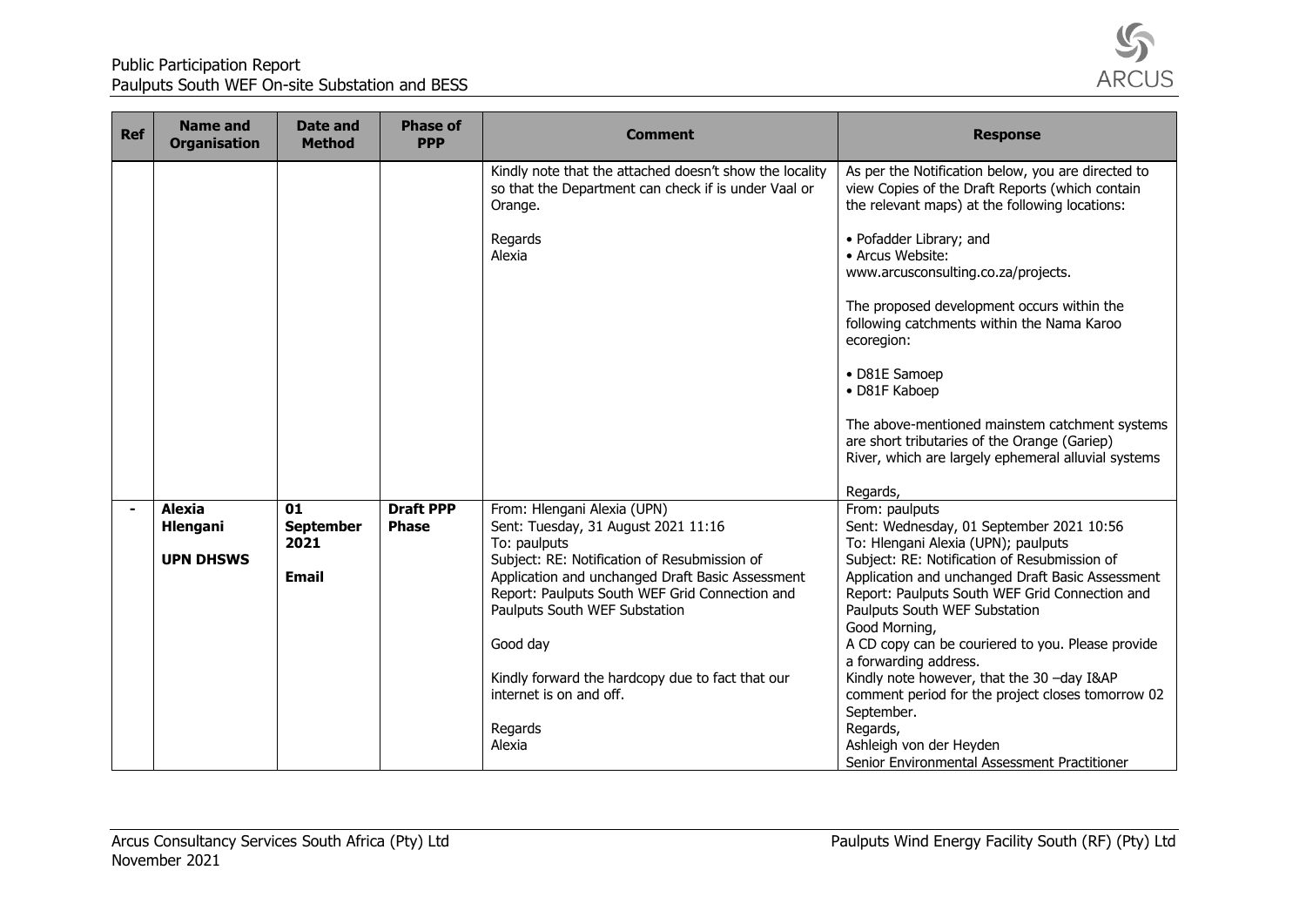| Ref | Name and Organisation | Date and Method | Phase of PPP | Comment | Response |
|---|---|---|---|---|---|
| | | | | Kindly note that the attached doesn't show the locality so that the Department can check if is under Vaal or Orange.<br><br>Regards<br>Alexia | As per the Notification below, you are directed to view Copies of the Draft Reports (which contain the relevant maps) at the following locations:<br><br>• Pofadder Library; and<br>• Arcus Website: www.arcusconsulting.co.za/projects.<br><br>The proposed development occurs within the following catchments within the Nama Karoo ecoregion:<br><br>• D81E Samoep<br>• D81F Kaboep<br><br>The above-mentioned mainstem catchment systems are short tributaries of the Orange (Gariep) River, which are largely ephemeral alluvial systems<br><br>Regards, |
| - | **Alexia Hlengani**<br><br>**UPN DHSWS** | **01 September 2021**<br><br>**Email** | **Draft PPP Phase** | From: Hlengani Alexia (UPN)<br>Sent: Tuesday, 31 August 2021 11:16<br>To: paulputs<br>Subject: RE: Notification of Resubmission of Application and unchanged Draft Basic Assessment Report: Paulputs South WEF Grid Connection and Paulputs South WEF Substation<br><br>Good day<br><br>Kindly forward the hardcopy due to fact that our internet is on and off.<br><br>Regards<br>Alexia | From: paulputs<br>Sent: Wednesday, 01 September 2021 10:56<br>To: Hlengani Alexia (UPN); paulputs<br>Subject: RE: Notification of Resubmission of Application and unchanged Draft Basic Assessment Report: Paulputs South WEF Grid Connection and Paulputs South WEF Substation<br>Good Morning,<br>A CD copy can be couriered to you. Please provide a forwarding address.<br>Kindly note however, that the 30 –day I&AP comment period for the project closes tomorrow 02 September.<br>Regards,<br>Ashleigh von der Heyden<br>Senior Environmental Assessment Practitioner |